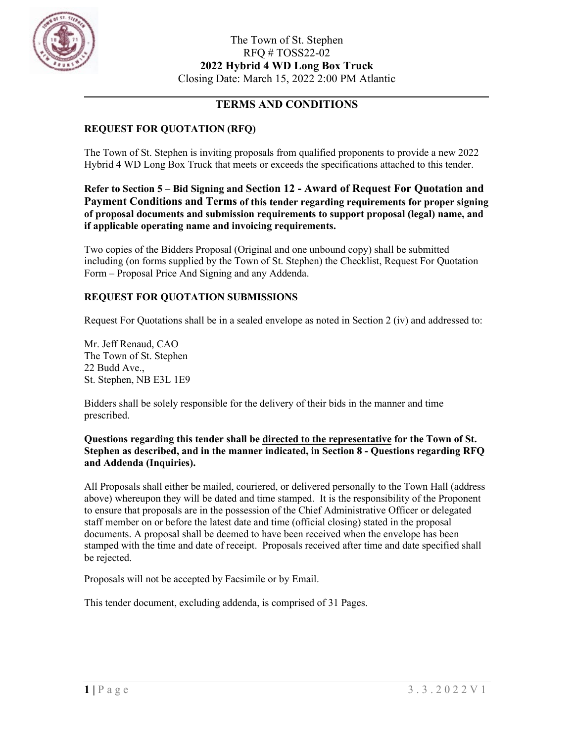The Town of St. Stephen
RFQ # TOSS22-02
**2022 Hybrid 4 WD Long Box Truck**
Closing Date: March 15, 2022 2:00 PM Atlantic

## TERMS AND CONDITIONS

### REQUEST FOR QUOTATION (RFQ)

The Town of St. Stephen is inviting proposals from qualified proponents to provide a new 2022 Hybrid 4 WD Long Box Truck that meets or exceeds the specifications attached to this tender.

**Refer to Section 5 – Bid Signing and Section 12 - Award of Request For Quotation and Payment Conditions and Terms of this tender regarding requirements for proper signing of proposal documents and submission requirements to support proposal (legal) name, and if applicable operating name and invoicing requirements.**

Two copies of the Bidders Proposal (Original and one unbound copy) shall be submitted including (on forms supplied by the Town of St. Stephen) the Checklist, Request For Quotation Form – Proposal Price And Signing and any Addenda.

### REQUEST FOR QUOTATION SUBMISSIONS

Request For Quotations shall be in a sealed envelope as noted in Section 2 (iv) and addressed to:

Mr. Jeff Renaud, CAO
The Town of St. Stephen
22 Budd Ave.,
St. Stephen, NB E3L 1E9

Bidders shall be solely responsible for the delivery of their bids in the manner and time prescribed.

**Questions regarding this tender shall be directed to the representative for the Town of St. Stephen as described, and in the manner indicated, in Section 8 - Questions regarding RFQ and Addenda (Inquiries).**

All Proposals shall either be mailed, couriered, or delivered personally to the Town Hall (address above) whereupon they will be dated and time stamped. It is the responsibility of the Proponent to ensure that proposals are in the possession of the Chief Administrative Officer or delegated staff member on or before the latest date and time (official closing) stated in the proposal documents. A proposal shall be deemed to have been received when the envelope has been stamped with the time and date of receipt. Proposals received after time and date specified shall be rejected.

Proposals will not be accepted by Facsimile or by Email.

This tender document, excluding addenda, is comprised of 31 Pages.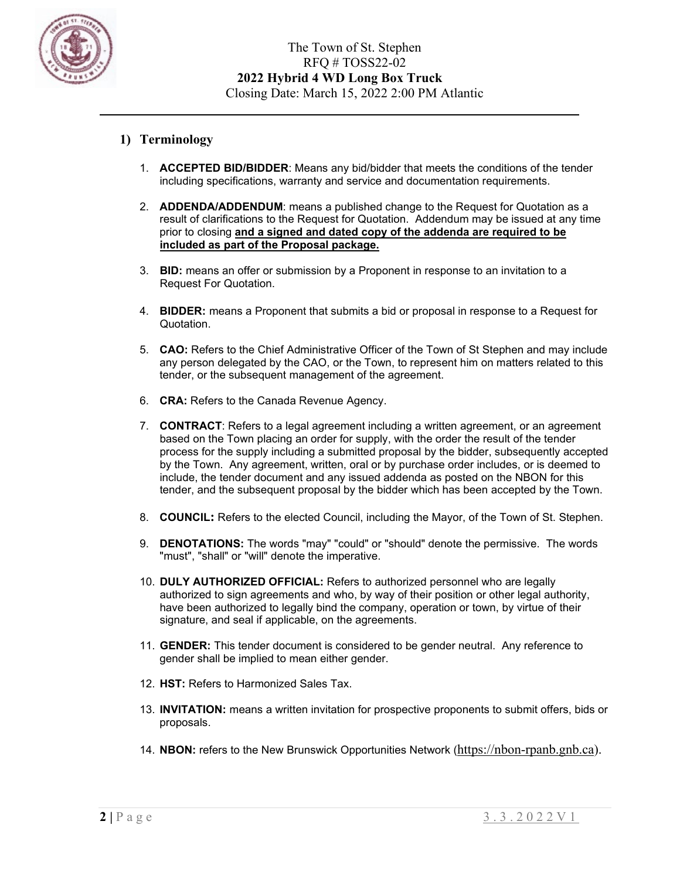## 1) Terminology

1. **ACCEPTED BID/BIDDER**: Means any bid/bidder that meets the conditions of the tender including specifications, warranty and service and documentation requirements.

2. **ADDENDA/ADDENDUM**: means a published change to the Request for Quotation as a result of clarifications to the Request for Quotation. Addendum may be issued at any time prior to closing **and a signed and dated copy of the addenda are required to be included as part of the Proposal package.**

3. **BID:** means an offer or submission by a Proponent in response to an invitation to a Request For Quotation.

4. **BIDDER:** means a Proponent that submits a bid or proposal in response to a Request for Quotation.

5. **CAO:** Refers to the Chief Administrative Officer of the Town of St Stephen and may include any person delegated by the CAO, or the Town, to represent him on matters related to this tender, or the subsequent management of the agreement.

6. **CRA:** Refers to the Canada Revenue Agency.

7. **CONTRACT**: Refers to a legal agreement including a written agreement, or an agreement based on the Town placing an order for supply, with the order the result of the tender process for the supply including a submitted proposal by the bidder, subsequently accepted by the Town. Any agreement, written, oral or by purchase order includes, or is deemed to include, the tender document and any issued addenda as posted on the NBON for this tender, and the subsequent proposal by the bidder which has been accepted by the Town.

8. **COUNCIL:** Refers to the elected Council, including the Mayor, of the Town of St. Stephen.

9. **DENOTATIONS:** The words "may" "could" or "should" denote the permissive. The words "must", "shall" or "will" denote the imperative.

10. **DULY AUTHORIZED OFFICIAL:** Refers to authorized personnel who are legally authorized to sign agreements and who, by way of their position or other legal authority, have been authorized to legally bind the company, operation or town, by virtue of their signature, and seal if applicable, on the agreements.

11. **GENDER:** This tender document is considered to be gender neutral. Any reference to gender shall be implied to mean either gender.

12. **HST:** Refers to Harmonized Sales Tax.

13. **INVITATION:** means a written invitation for prospective proponents to submit offers, bids or proposals.

14. **NBON:** refers to the New Brunswick Opportunities Network (https://nbon-rpanb.gnb.ca).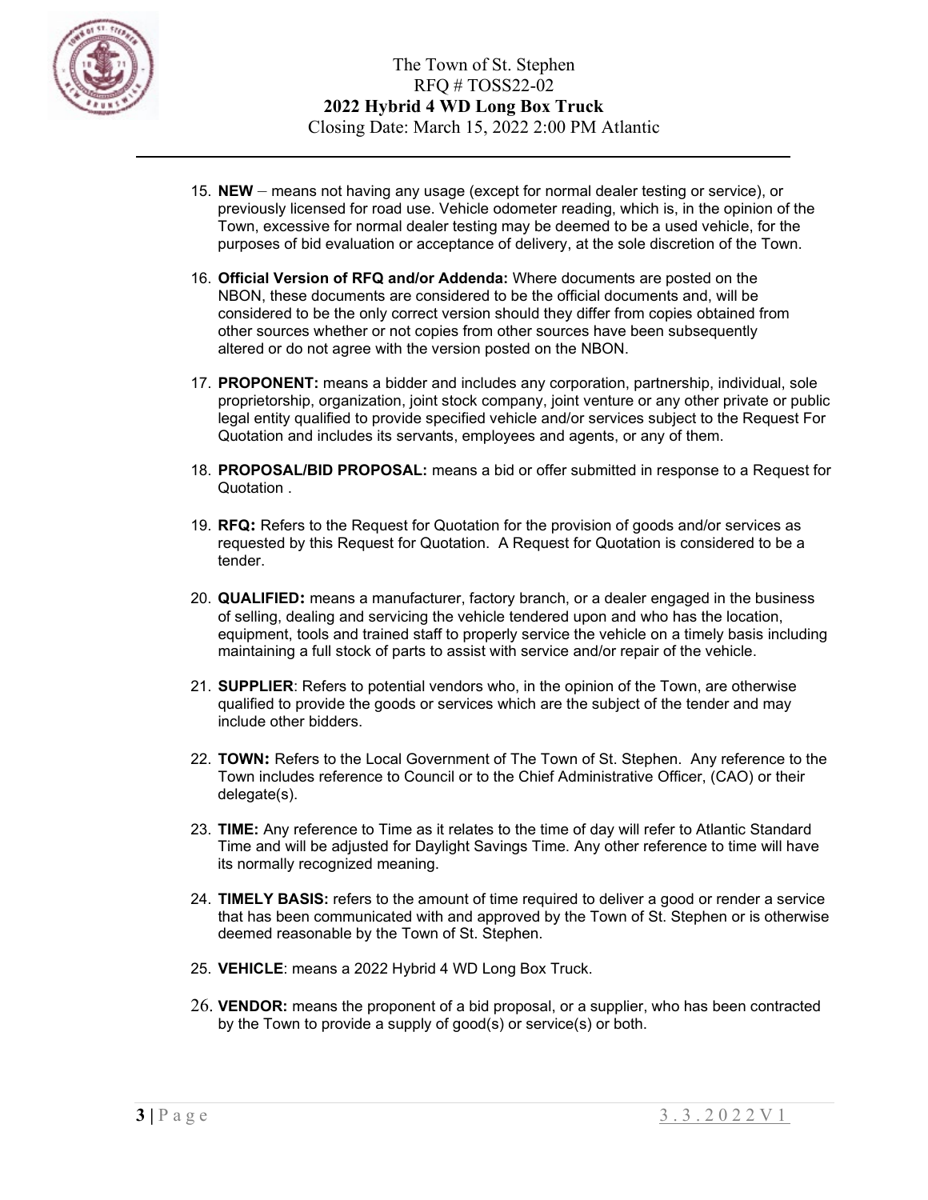15. **NEW** – means not having any usage (except for normal dealer testing or service), or previously licensed for road use. Vehicle odometer reading, which is, in the opinion of the Town, excessive for normal dealer testing may be deemed to be a used vehicle, for the purposes of bid evaluation or acceptance of delivery, at the sole discretion of the Town.

16. **Official Version of RFQ and/or Addenda:** Where documents are posted on the NBON, these documents are considered to be the official documents and, will be considered to be the only correct version should they differ from copies obtained from other sources whether or not copies from other sources have been subsequently altered or do not agree with the version posted on the NBON.

17. **PROPONENT:** means a bidder and includes any corporation, partnership, individual, sole proprietorship, organization, joint stock company, joint venture or any other private or public legal entity qualified to provide specified vehicle and/or services subject to the Request For Quotation and includes its servants, employees and agents, or any of them.

18. **PROPOSAL/BID PROPOSAL:** means a bid or offer submitted in response to a Request for Quotation .

19. **RFQ:** Refers to the Request for Quotation for the provision of goods and/or services as requested by this Request for Quotation. A Request for Quotation is considered to be a tender.

20. **QUALIFIED:** means a manufacturer, factory branch, or a dealer engaged in the business of selling, dealing and servicing the vehicle tendered upon and who has the location, equipment, tools and trained staff to properly service the vehicle on a timely basis including maintaining a full stock of parts to assist with service and/or repair of the vehicle.

21. **SUPPLIER**: Refers to potential vendors who, in the opinion of the Town, are otherwise qualified to provide the goods or services which are the subject of the tender and may include other bidders.

22. **TOWN:** Refers to the Local Government of The Town of St. Stephen. Any reference to the Town includes reference to Council or to the Chief Administrative Officer, (CAO) or their delegate(s).

23. **TIME:** Any reference to Time as it relates to the time of day will refer to Atlantic Standard Time and will be adjusted for Daylight Savings Time. Any other reference to time will have its normally recognized meaning.

24. **TIMELY BASIS:** refers to the amount of time required to deliver a good or render a service that has been communicated with and approved by the Town of St. Stephen or is otherwise deemed reasonable by the Town of St. Stephen.

25. **VEHICLE**: means a 2022 Hybrid 4 WD Long Box Truck.

26. **VENDOR:** means the proponent of a bid proposal, or a supplier, who has been contracted by the Town to provide a supply of good(s) or service(s) or both.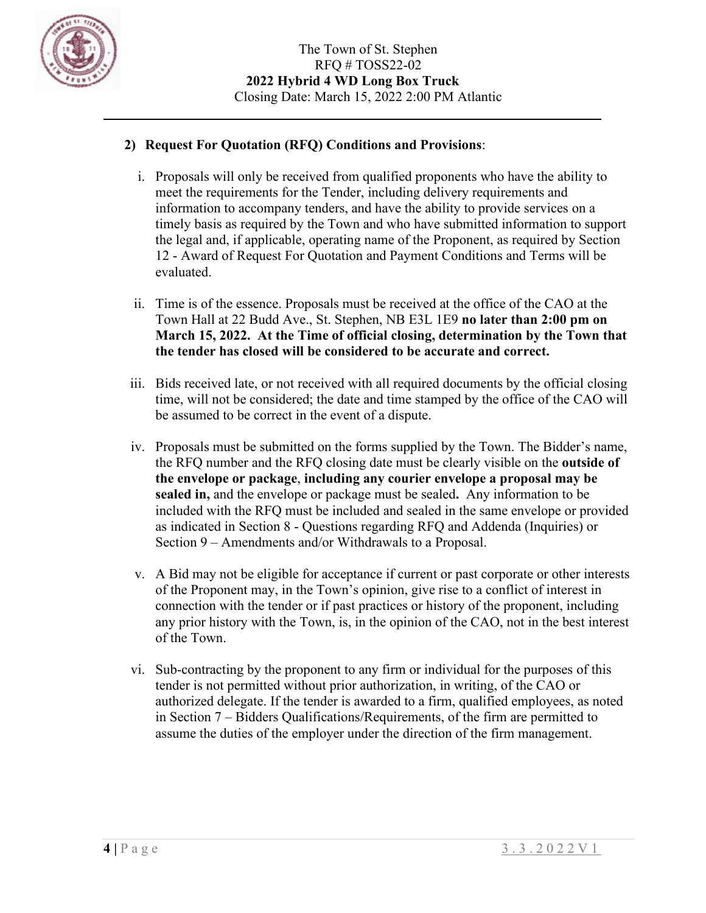## 2) Request For Quotation (RFQ) Conditions and Provisions:

i. Proposals will only be received from qualified proponents who have the ability to meet the requirements for the Tender, including delivery requirements and information to accompany tenders, and have the ability to provide services on a timely basis as required by the Town and who have submitted information to support the legal and, if applicable, operating name of the Proponent, as required by Section 12 - Award of Request For Quotation and Payment Conditions and Terms will be evaluated.

ii. Time is of the essence. Proposals must be received at the office of the CAO at the Town Hall at 22 Budd Ave., St. Stephen, NB E3L 1E9 **no later than 2:00 pm on March 15, 2022. At the Time of official closing, determination by the Town that the tender has closed will be considered to be accurate and correct.**

iii. Bids received late, or not received with all required documents by the official closing time, will not be considered; the date and time stamped by the office of the CAO will be assumed to be correct in the event of a dispute.

iv. Proposals must be submitted on the forms supplied by the Town. The Bidder's name, the RFQ number and the RFQ closing date must be clearly visible on the **outside of the envelope or package**, **including any courier envelope a proposal may be sealed in,** and the envelope or package must be sealed**.** Any information to be included with the RFQ must be included and sealed in the same envelope or provided as indicated in Section 8 - Questions regarding RFQ and Addenda (Inquiries) or Section 9 – Amendments and/or Withdrawals to a Proposal.

v. A Bid may not be eligible for acceptance if current or past corporate or other interests of the Proponent may, in the Town's opinion, give rise to a conflict of interest in connection with the tender or if past practices or history of the proponent, including any prior history with the Town, is, in the opinion of the CAO, not in the best interest of the Town.

vi. Sub-contracting by the proponent to any firm or individual for the purposes of this tender is not permitted without prior authorization, in writing, of the CAO or authorized delegate. If the tender is awarded to a firm, qualified employees, as noted in Section 7 – Bidders Qualifications/Requirements, of the firm are permitted to assume the duties of the employer under the direction of the firm management.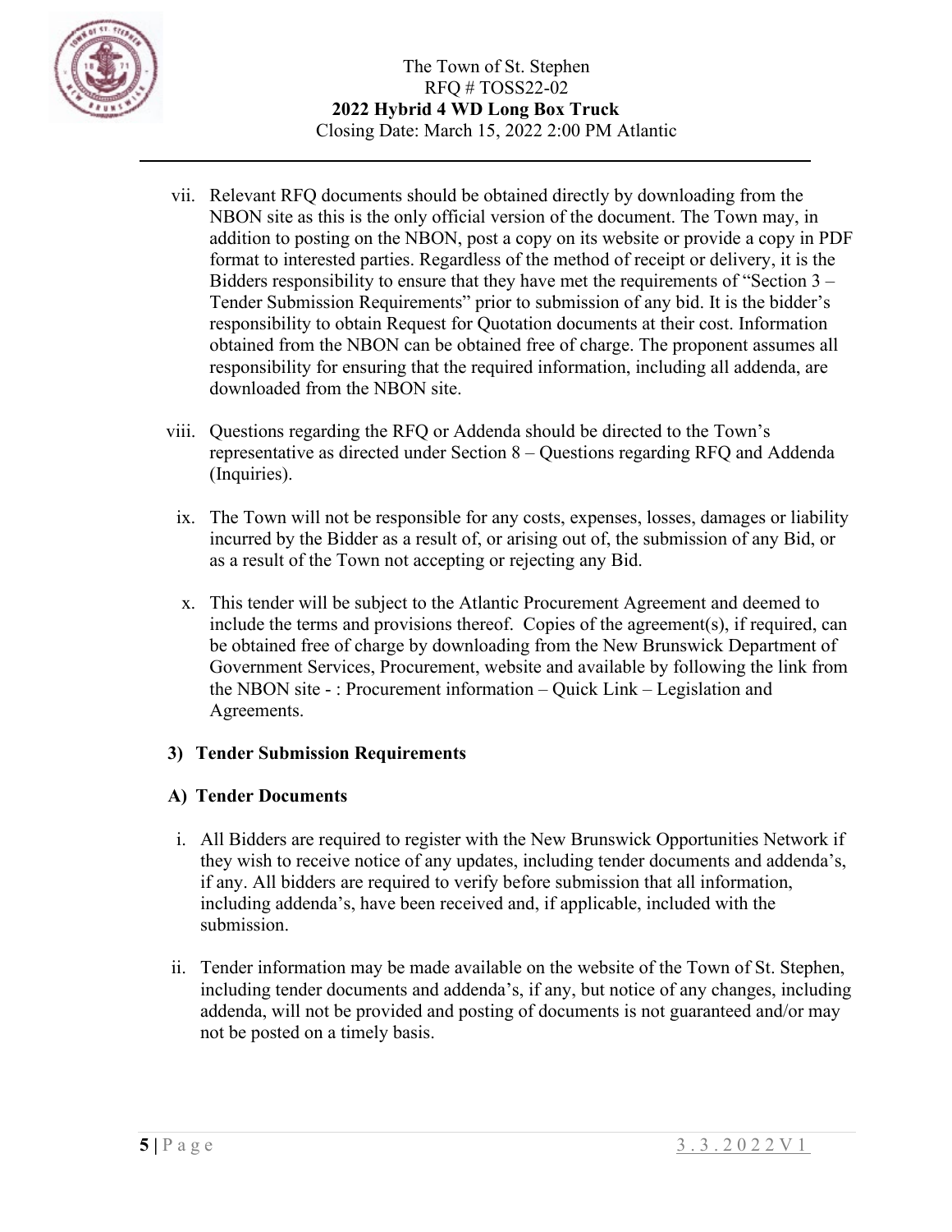vii. Relevant RFQ documents should be obtained directly by downloading from the NBON site as this is the only official version of the document. The Town may, in addition to posting on the NBON, post a copy on its website or provide a copy in PDF format to interested parties. Regardless of the method of receipt or delivery, it is the Bidders responsibility to ensure that they have met the requirements of "Section 3 – Tender Submission Requirements" prior to submission of any bid. It is the bidder's responsibility to obtain Request for Quotation documents at their cost. Information obtained from the NBON can be obtained free of charge. The proponent assumes all responsibility for ensuring that the required information, including all addenda, are downloaded from the NBON site.

viii. Questions regarding the RFQ or Addenda should be directed to the Town's representative as directed under Section 8 – Questions regarding RFQ and Addenda (Inquiries).

ix. The Town will not be responsible for any costs, expenses, losses, damages or liability incurred by the Bidder as a result of, or arising out of, the submission of any Bid, or as a result of the Town not accepting or rejecting any Bid.

x. This tender will be subject to the Atlantic Procurement Agreement and deemed to include the terms and provisions thereof. Copies of the agreement(s), if required, can be obtained free of charge by downloading from the New Brunswick Department of Government Services, Procurement, website and available by following the link from the NBON site - : Procurement information – Quick Link – Legislation and Agreements.

## 3) Tender Submission Requirements

### A) Tender Documents

i. All Bidders are required to register with the New Brunswick Opportunities Network if they wish to receive notice of any updates, including tender documents and addenda's, if any. All bidders are required to verify before submission that all information, including addenda's, have been received and, if applicable, included with the submission.

ii. Tender information may be made available on the website of the Town of St. Stephen, including tender documents and addenda's, if any, but notice of any changes, including addenda, will not be provided and posting of documents is not guaranteed and/or may not be posted on a timely basis.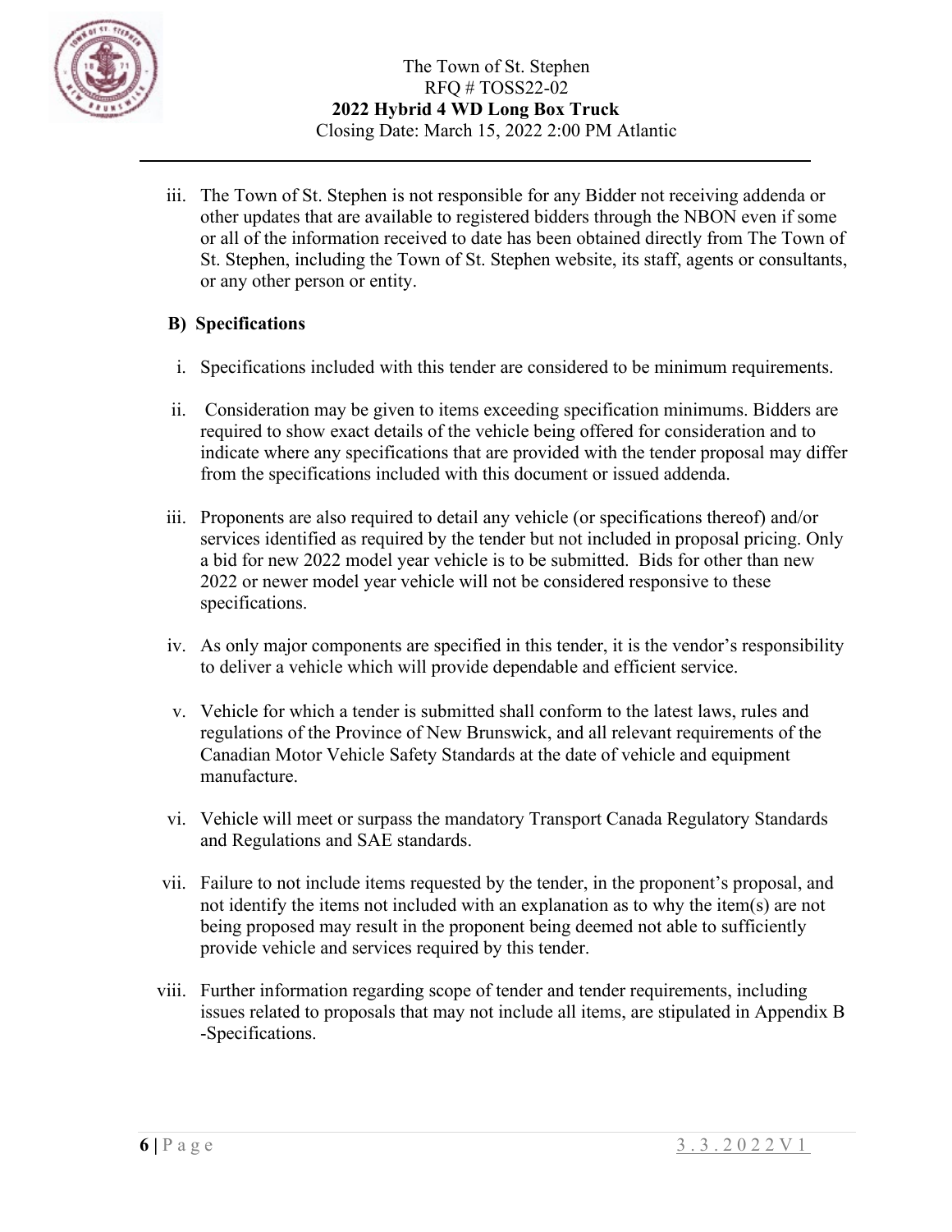iii. The Town of St. Stephen is not responsible for any Bidder not receiving addenda or other updates that are available to registered bidders through the NBON even if some or all of the information received to date has been obtained directly from The Town of St. Stephen, including the Town of St. Stephen website, its staff, agents or consultants, or any other person or entity.

**B) Specifications**

i. Specifications included with this tender are considered to be minimum requirements.

ii. Consideration may be given to items exceeding specification minimums. Bidders are required to show exact details of the vehicle being offered for consideration and to indicate where any specifications that are provided with the tender proposal may differ from the specifications included with this document or issued addenda.

iii. Proponents are also required to detail any vehicle (or specifications thereof) and/or services identified as required by the tender but not included in proposal pricing. Only a bid for new 2022 model year vehicle is to be submitted. Bids for other than new 2022 or newer model year vehicle will not be considered responsive to these specifications.

iv. As only major components are specified in this tender, it is the vendor's responsibility to deliver a vehicle which will provide dependable and efficient service.

v. Vehicle for which a tender is submitted shall conform to the latest laws, rules and regulations of the Province of New Brunswick, and all relevant requirements of the Canadian Motor Vehicle Safety Standards at the date of vehicle and equipment manufacture.

vi. Vehicle will meet or surpass the mandatory Transport Canada Regulatory Standards and Regulations and SAE standards.

vii. Failure to not include items requested by the tender, in the proponent's proposal, and not identify the items not included with an explanation as to why the item(s) are not being proposed may result in the proponent being deemed not able to sufficiently provide vehicle and services required by this tender.

viii. Further information regarding scope of tender and tender requirements, including issues related to proposals that may not include all items, are stipulated in Appendix B -Specifications.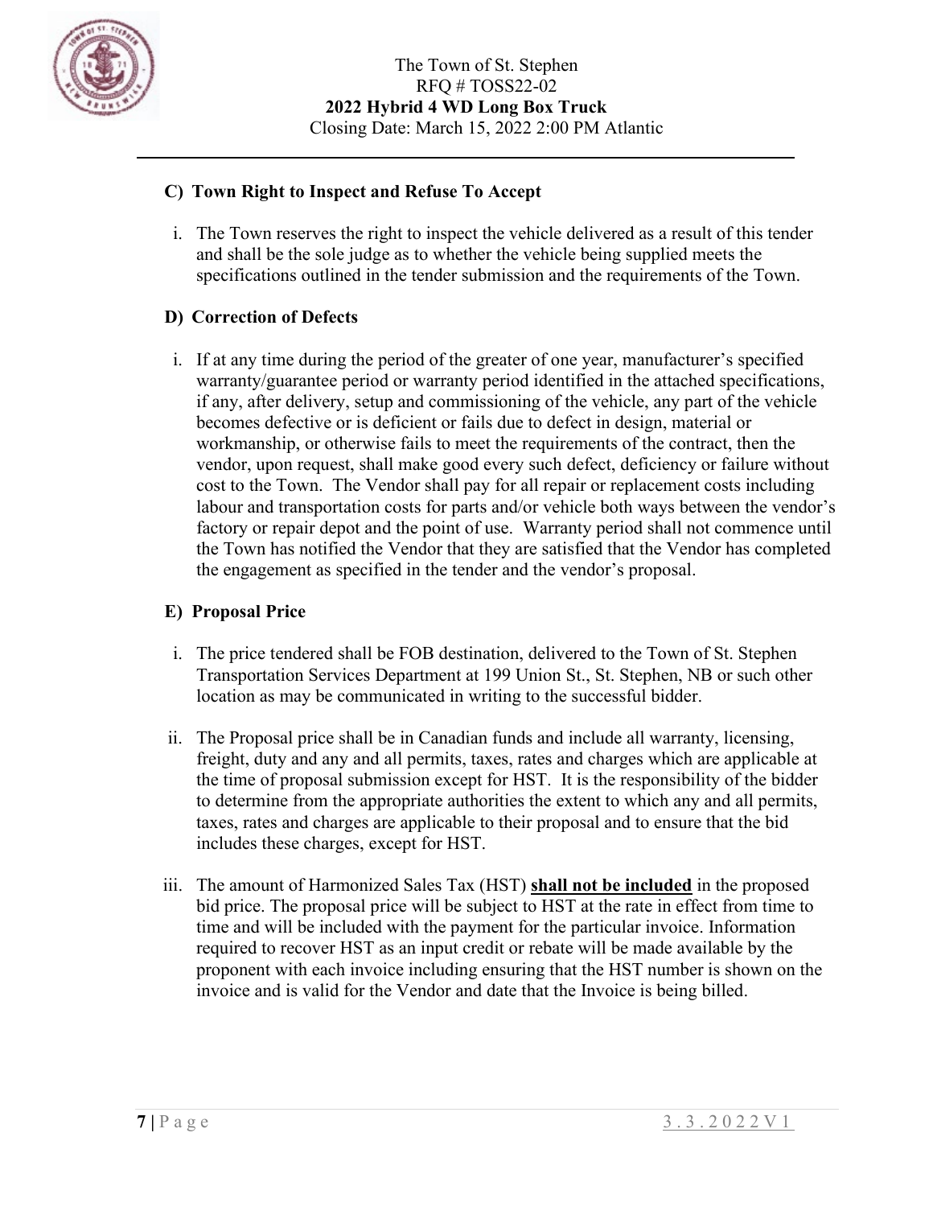### C) Town Right to Inspect and Refuse To Accept

i. The Town reserves the right to inspect the vehicle delivered as a result of this tender and shall be the sole judge as to whether the vehicle being supplied meets the specifications outlined in the tender submission and the requirements of the Town.

### D) Correction of Defects

i. If at any time during the period of the greater of one year, manufacturer's specified warranty/guarantee period or warranty period identified in the attached specifications, if any, after delivery, setup and commissioning of the vehicle, any part of the vehicle becomes defective or is deficient or fails due to defect in design, material or workmanship, or otherwise fails to meet the requirements of the contract, then the vendor, upon request, shall make good every such defect, deficiency or failure without cost to the Town. The Vendor shall pay for all repair or replacement costs including labour and transportation costs for parts and/or vehicle both ways between the vendor's factory or repair depot and the point of use. Warranty period shall not commence until the Town has notified the Vendor that they are satisfied that the Vendor has completed the engagement as specified in the tender and the vendor's proposal.

### E) Proposal Price

i. The price tendered shall be FOB destination, delivered to the Town of St. Stephen Transportation Services Department at 199 Union St., St. Stephen, NB or such other location as may be communicated in writing to the successful bidder.

ii. The Proposal price shall be in Canadian funds and include all warranty, licensing, freight, duty and any and all permits, taxes, rates and charges which are applicable at the time of proposal submission except for HST. It is the responsibility of the bidder to determine from the appropriate authorities the extent to which any and all permits, taxes, rates and charges are applicable to their proposal and to ensure that the bid includes these charges, except for HST.

iii. The amount of Harmonized Sales Tax (HST) **<u>shall not be included</u>** in the proposed bid price. The proposal price will be subject to HST at the rate in effect from time to time and will be included with the payment for the particular invoice. Information required to recover HST as an input credit or rebate will be made available by the proponent with each invoice including ensuring that the HST number is shown on the invoice and is valid for the Vendor and date that the Invoice is being billed.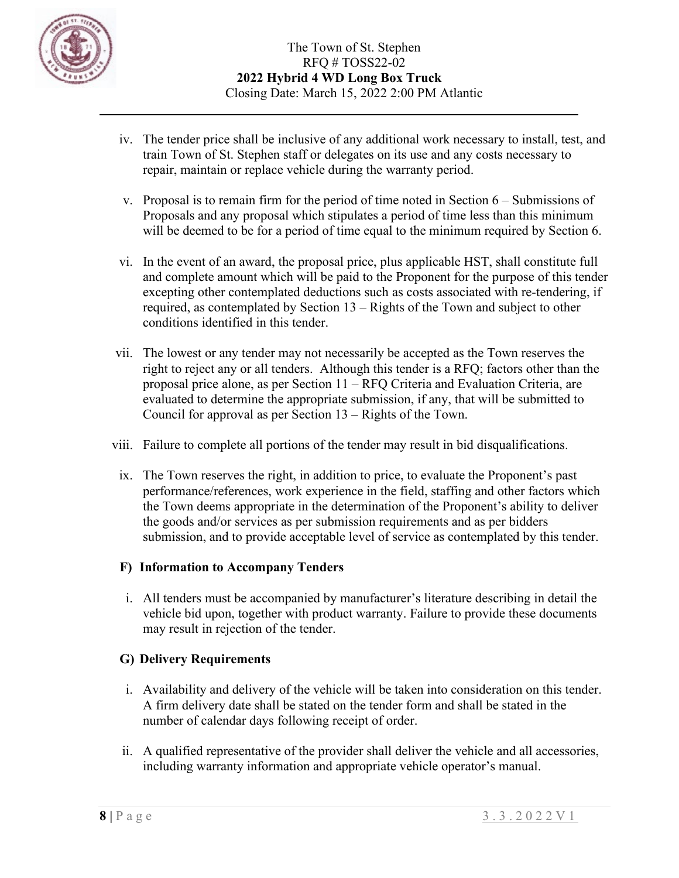iv. The tender price shall be inclusive of any additional work necessary to install, test, and train Town of St. Stephen staff or delegates on its use and any costs necessary to repair, maintain or replace vehicle during the warranty period.

v. Proposal is to remain firm for the period of time noted in Section 6 – Submissions of Proposals and any proposal which stipulates a period of time less than this minimum will be deemed to be for a period of time equal to the minimum required by Section 6.

vi. In the event of an award, the proposal price, plus applicable HST, shall constitute full and complete amount which will be paid to the Proponent for the purpose of this tender excepting other contemplated deductions such as costs associated with re-tendering, if required, as contemplated by Section 13 – Rights of the Town and subject to other conditions identified in this tender.

vii. The lowest or any tender may not necessarily be accepted as the Town reserves the right to reject any or all tenders. Although this tender is a RFQ; factors other than the proposal price alone, as per Section 11 – RFQ Criteria and Evaluation Criteria, are evaluated to determine the appropriate submission, if any, that will be submitted to Council for approval as per Section 13 – Rights of the Town.

viii. Failure to complete all portions of the tender may result in bid disqualifications.

ix. The Town reserves the right, in addition to price, to evaluate the Proponent's past performance/references, work experience in the field, staffing and other factors which the Town deems appropriate in the determination of the Proponent's ability to deliver the goods and/or services as per submission requirements and as per bidders submission, and to provide acceptable level of service as contemplated by this tender.

**F) Information to Accompany Tenders**

i. All tenders must be accompanied by manufacturer's literature describing in detail the vehicle bid upon, together with product warranty. Failure to provide these documents may result in rejection of the tender.

**G) Delivery Requirements**

i. Availability and delivery of the vehicle will be taken into consideration on this tender. A firm delivery date shall be stated on the tender form and shall be stated in the number of calendar days following receipt of order.

ii. A qualified representative of the provider shall deliver the vehicle and all accessories, including warranty information and appropriate vehicle operator's manual.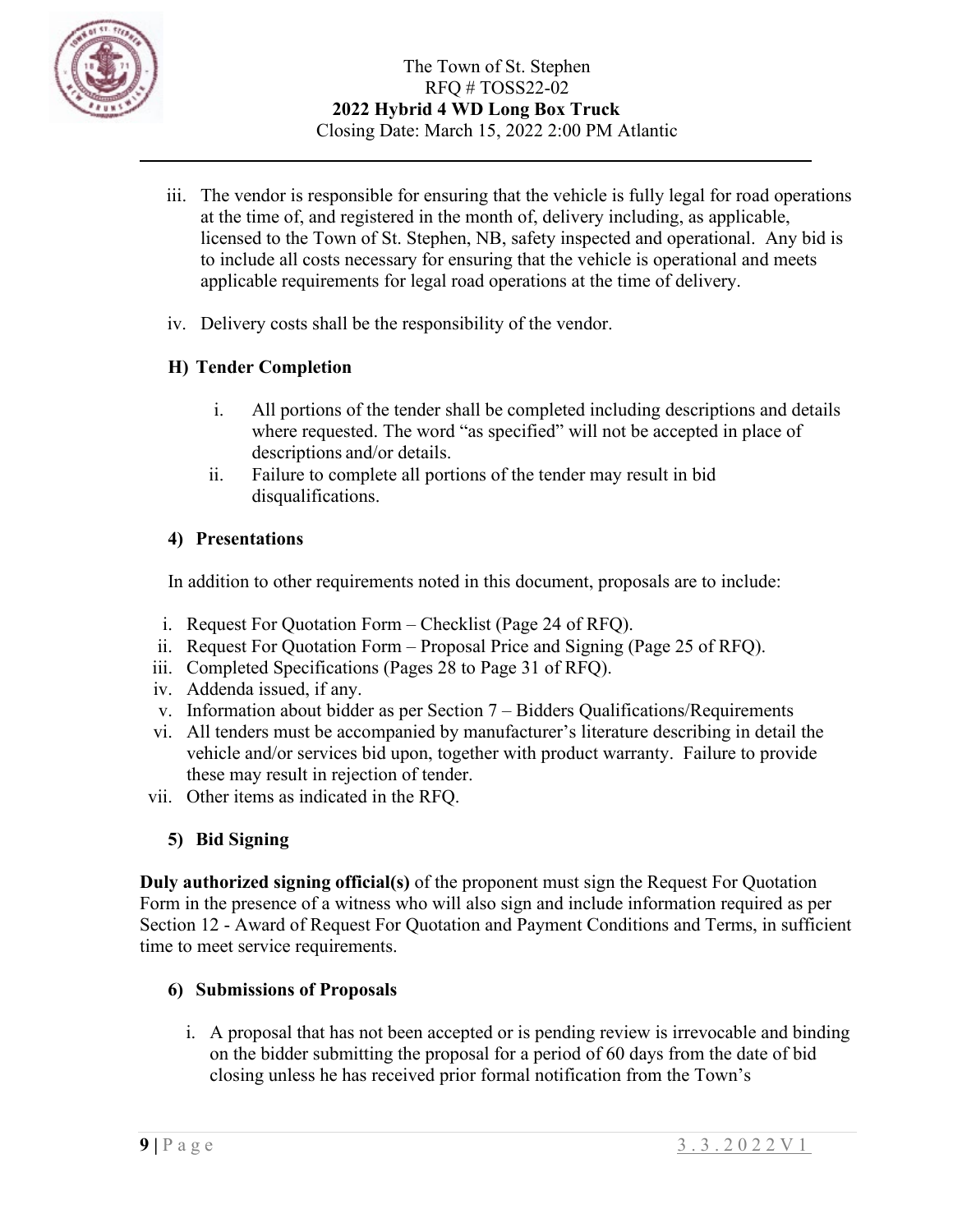iii. The vendor is responsible for ensuring that the vehicle is fully legal for road operations at the time of, and registered in the month of, delivery including, as applicable, licensed to the Town of St. Stephen, NB, safety inspected and operational. Any bid is to include all costs necessary for ensuring that the vehicle is operational and meets applicable requirements for legal road operations at the time of delivery.

iv. Delivery costs shall be the responsibility of the vendor.

### H) Tender Completion

i. All portions of the tender shall be completed including descriptions and details where requested. The word "as specified" will not be accepted in place of descriptions and/or details.
ii. Failure to complete all portions of the tender may result in bid disqualifications.

### 4) Presentations

In addition to other requirements noted in this document, proposals are to include:

i. Request For Quotation Form – Checklist (Page 24 of RFQ).
ii. Request For Quotation Form – Proposal Price and Signing (Page 25 of RFQ).
iii. Completed Specifications (Pages 28 to Page 31 of RFQ).
iv. Addenda issued, if any.
v. Information about bidder as per Section 7 – Bidders Qualifications/Requirements
vi. All tenders must be accompanied by manufacturer's literature describing in detail the vehicle and/or services bid upon, together with product warranty. Failure to provide these may result in rejection of tender.
vii. Other items as indicated in the RFQ.

### 5) Bid Signing

**Duly authorized signing official(s)** of the proponent must sign the Request For Quotation Form in the presence of a witness who will also sign and include information required as per Section 12 - Award of Request For Quotation and Payment Conditions and Terms, in sufficient time to meet service requirements.

### 6) Submissions of Proposals

i. A proposal that has not been accepted or is pending review is irrevocable and binding on the bidder submitting the proposal for a period of 60 days from the date of bid closing unless he has received prior formal notification from the Town's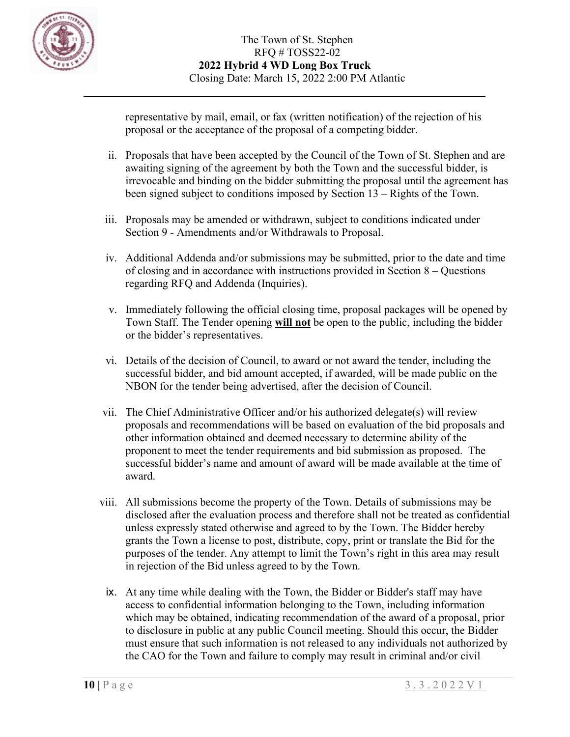representative by mail, email, or fax (written notification) of the rejection of his proposal or the acceptance of the proposal of a competing bidder.

ii. Proposals that have been accepted by the Council of the Town of St. Stephen and are awaiting signing of the agreement by both the Town and the successful bidder, is irrevocable and binding on the bidder submitting the proposal until the agreement has been signed subject to conditions imposed by Section 13 – Rights of the Town.

iii. Proposals may be amended or withdrawn, subject to conditions indicated under Section 9 - Amendments and/or Withdrawals to Proposal.

iv. Additional Addenda and/or submissions may be submitted, prior to the date and time of closing and in accordance with instructions provided in Section 8 – Questions regarding RFQ and Addenda (Inquiries).

v. Immediately following the official closing time, proposal packages will be opened by Town Staff. The Tender opening **<u>will not</u>** be open to the public, including the bidder or the bidder's representatives.

vi. Details of the decision of Council, to award or not award the tender, including the successful bidder, and bid amount accepted, if awarded, will be made public on the NBON for the tender being advertised, after the decision of Council.

vii. The Chief Administrative Officer and/or his authorized delegate(s) will review proposals and recommendations will be based on evaluation of the bid proposals and other information obtained and deemed necessary to determine ability of the proponent to meet the tender requirements and bid submission as proposed. The successful bidder's name and amount of award will be made available at the time of award.

viii. All submissions become the property of the Town. Details of submissions may be disclosed after the evaluation process and therefore shall not be treated as confidential unless expressly stated otherwise and agreed to by the Town. The Bidder hereby grants the Town a license to post, distribute, copy, print or translate the Bid for the purposes of the tender. Any attempt to limit the Town's right in this area may result in rejection of the Bid unless agreed to by the Town.

ix. At any time while dealing with the Town, the Bidder or Bidder's staff may have access to confidential information belonging to the Town, including information which may be obtained, indicating recommendation of the award of a proposal, prior to disclosure in public at any public Council meeting. Should this occur, the Bidder must ensure that such information is not released to any individuals not authorized by the CAO for the Town and failure to comply may result in criminal and/or civil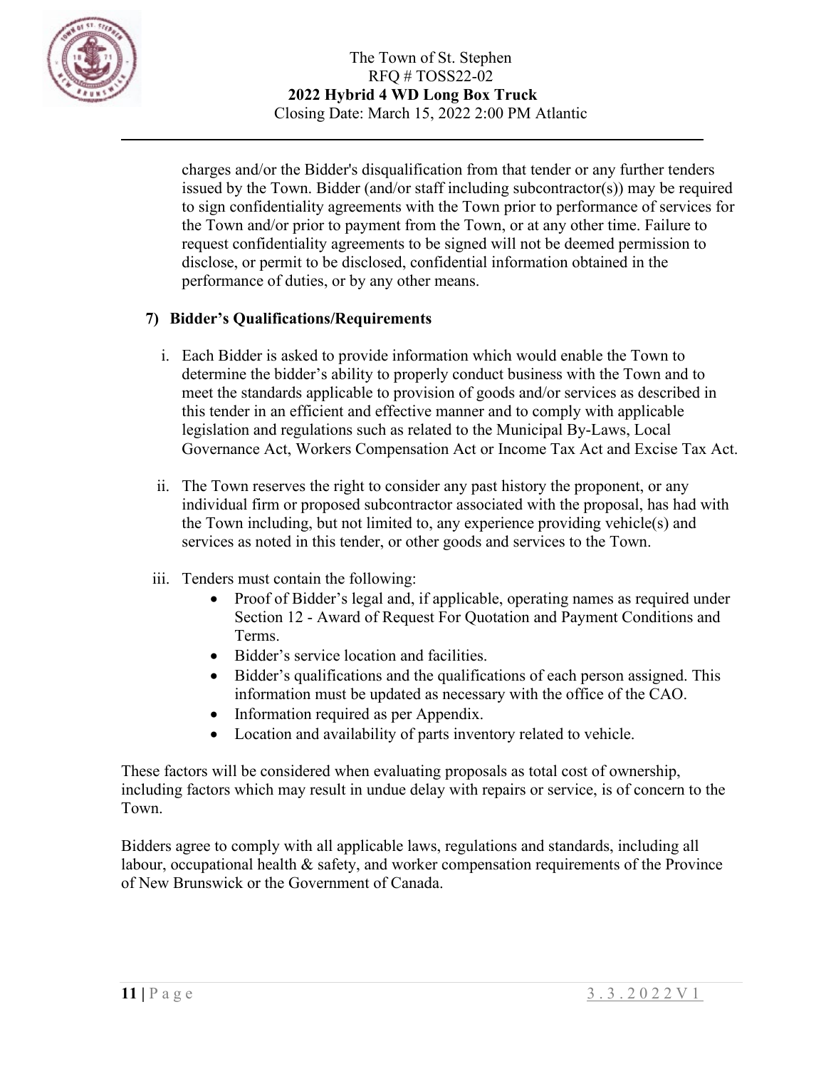charges and/or the Bidder's disqualification from that tender or any further tenders issued by the Town. Bidder (and/or staff including subcontractor(s)) may be required to sign confidentiality agreements with the Town prior to performance of services for the Town and/or prior to payment from the Town, or at any other time. Failure to request confidentiality agreements to be signed will not be deemed permission to disclose, or permit to be disclosed, confidential information obtained in the performance of duties, or by any other means.

### 7) Bidder's Qualifications/Requirements

i. Each Bidder is asked to provide information which would enable the Town to determine the bidder's ability to properly conduct business with the Town and to meet the standards applicable to provision of goods and/or services as described in this tender in an efficient and effective manner and to comply with applicable legislation and regulations such as related to the Municipal By-Laws, Local Governance Act, Workers Compensation Act or Income Tax Act and Excise Tax Act.

ii. The Town reserves the right to consider any past history the proponent, or any individual firm or proposed subcontractor associated with the proposal, has had with the Town including, but not limited to, any experience providing vehicle(s) and services as noted in this tender, or other goods and services to the Town.

iii. Tenders must contain the following:
   - Proof of Bidder's legal and, if applicable, operating names as required under Section 12 - Award of Request For Quotation and Payment Conditions and Terms.
   - Bidder's service location and facilities.
   - Bidder's qualifications and the qualifications of each person assigned. This information must be updated as necessary with the office of the CAO.
   - Information required as per Appendix.
   - Location and availability of parts inventory related to vehicle.

These factors will be considered when evaluating proposals as total cost of ownership, including factors which may result in undue delay with repairs or service, is of concern to the Town.

Bidders agree to comply with all applicable laws, regulations and standards, including all labour, occupational health & safety, and worker compensation requirements of the Province of New Brunswick or the Government of Canada.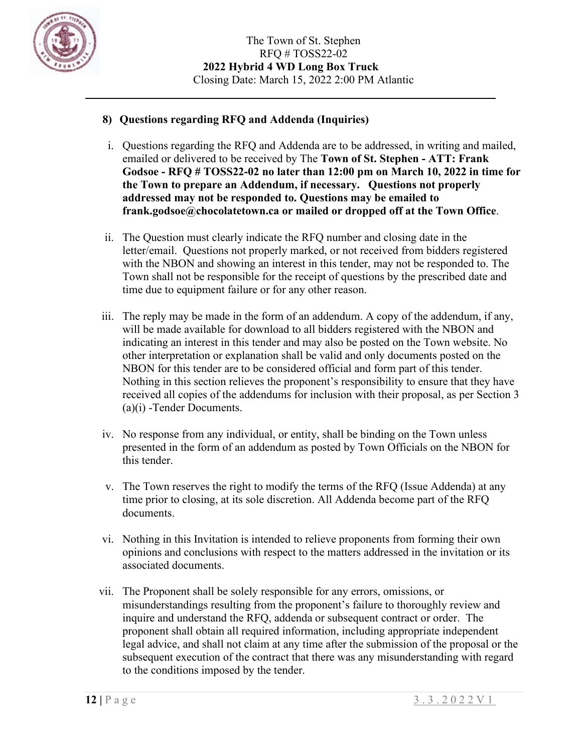## 8) Questions regarding RFQ and Addenda (Inquiries)

i. Questions regarding the RFQ and Addenda are to be addressed, in writing and mailed, emailed or delivered to be received by The **Town of St. Stephen - ATT: Frank Godsoe - RFQ # TOSS22-02 no later than 12:00 pm on March 10, 2022 in time for the Town to prepare an Addendum, if necessary. Questions not properly addressed may not be responded to. Questions may be emailed to frank.godsoe@chocolatetown.ca or mailed or dropped off at the Town Office**.

ii. The Question must clearly indicate the RFQ number and closing date in the letter/email. Questions not properly marked, or not received from bidders registered with the NBON and showing an interest in this tender, may not be responded to. The Town shall not be responsible for the receipt of questions by the prescribed date and time due to equipment failure or for any other reason.

iii. The reply may be made in the form of an addendum. A copy of the addendum, if any, will be made available for download to all bidders registered with the NBON and indicating an interest in this tender and may also be posted on the Town website. No other interpretation or explanation shall be valid and only documents posted on the NBON for this tender are to be considered official and form part of this tender. Nothing in this section relieves the proponent's responsibility to ensure that they have received all copies of the addendums for inclusion with their proposal, as per Section 3 (a)(i) -Tender Documents.

iv. No response from any individual, or entity, shall be binding on the Town unless presented in the form of an addendum as posted by Town Officials on the NBON for this tender.

v. The Town reserves the right to modify the terms of the RFQ (Issue Addenda) at any time prior to closing, at its sole discretion. All Addenda become part of the RFQ documents.

vi. Nothing in this Invitation is intended to relieve proponents from forming their own opinions and conclusions with respect to the matters addressed in the invitation or its associated documents.

vii. The Proponent shall be solely responsible for any errors, omissions, or misunderstandings resulting from the proponent's failure to thoroughly review and inquire and understand the RFQ, addenda or subsequent contract or order. The proponent shall obtain all required information, including appropriate independent legal advice, and shall not claim at any time after the submission of the proposal or the subsequent execution of the contract that there was any misunderstanding with regard to the conditions imposed by the tender.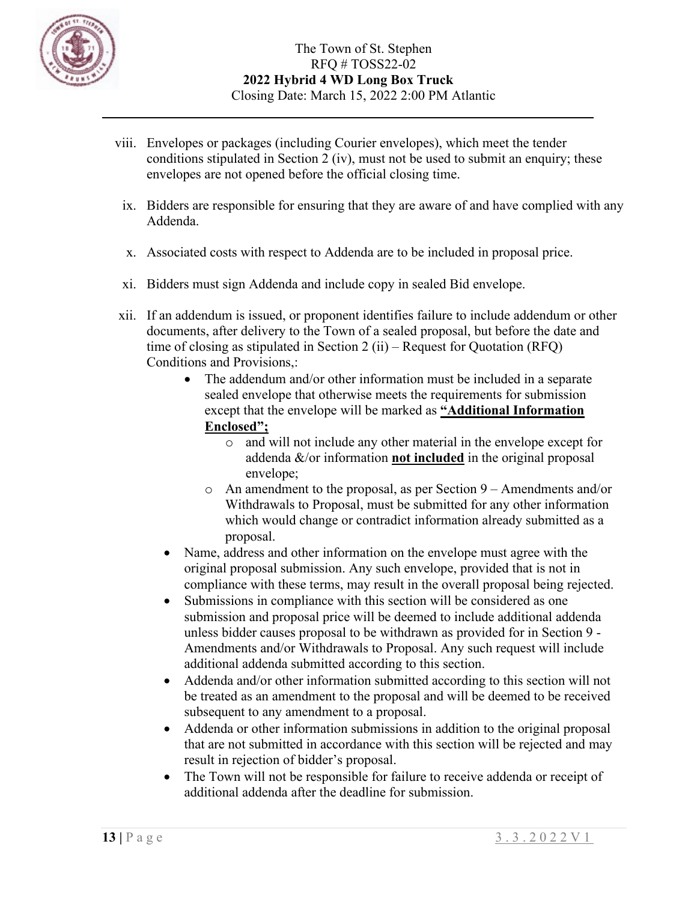viii. Envelopes or packages (including Courier envelopes), which meet the tender conditions stipulated in Section 2 (iv), must not be used to submit an enquiry; these envelopes are not opened before the official closing time.

ix. Bidders are responsible for ensuring that they are aware of and have complied with any Addenda.

x. Associated costs with respect to Addenda are to be included in proposal price.

xi. Bidders must sign Addenda and include copy in sealed Bid envelope.

xii. If an addendum is issued, or proponent identifies failure to include addendum or other documents, after delivery to the Town of a sealed proposal, but before the date and time of closing as stipulated in Section 2 (ii) – Request for Quotation (RFQ) Conditions and Provisions,:

  - The addendum and/or other information must be included in a separate sealed envelope that otherwise meets the requirements for submission except that the envelope will be marked as **<u>"Additional Information Enclosed";</u>**
    - and will not include any other material in the envelope except for addenda &/or information **<u>not included</u>** in the original proposal envelope;
    - An amendment to the proposal, as per Section 9 – Amendments and/or Withdrawals to Proposal, must be submitted for any other information which would change or contradict information already submitted as a proposal.
  - Name, address and other information on the envelope must agree with the original proposal submission. Any such envelope, provided that is not in compliance with these terms, may result in the overall proposal being rejected.
  - Submissions in compliance with this section will be considered as one submission and proposal price will be deemed to include additional addenda unless bidder causes proposal to be withdrawn as provided for in Section 9 - Amendments and/or Withdrawals to Proposal. Any such request will include additional addenda submitted according to this section.
  - Addenda and/or other information submitted according to this section will not be treated as an amendment to the proposal and will be deemed to be received subsequent to any amendment to a proposal.
  - Addenda or other information submissions in addition to the original proposal that are not submitted in accordance with this section will be rejected and may result in rejection of bidder's proposal.
  - The Town will not be responsible for failure to receive addenda or receipt of additional addenda after the deadline for submission.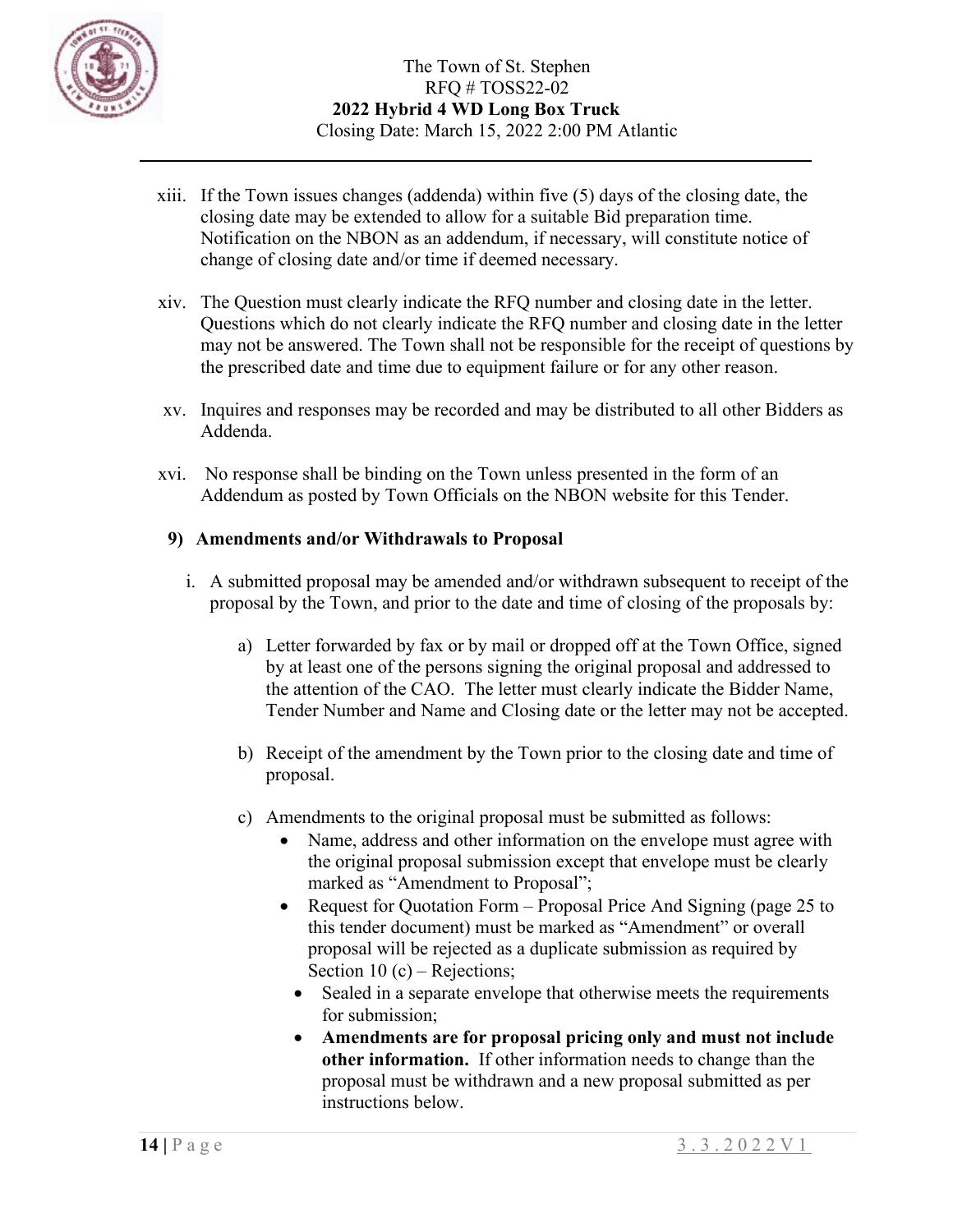xiii. If the Town issues changes (addenda) within five (5) days of the closing date, the closing date may be extended to allow for a suitable Bid preparation time. Notification on the NBON as an addendum, if necessary, will constitute notice of change of closing date and/or time if deemed necessary.

xiv. The Question must clearly indicate the RFQ number and closing date in the letter. Questions which do not clearly indicate the RFQ number and closing date in the letter may not be answered. The Town shall not be responsible for the receipt of questions by the prescribed date and time due to equipment failure or for any other reason.

xv. Inquires and responses may be recorded and may be distributed to all other Bidders as Addenda.

xvi. No response shall be binding on the Town unless presented in the form of an Addendum as posted by Town Officials on the NBON website for this Tender.

### 9) Amendments and/or Withdrawals to Proposal

i. A submitted proposal may be amended and/or withdrawn subsequent to receipt of the proposal by the Town, and prior to the date and time of closing of the proposals by:

a) Letter forwarded by fax or by mail or dropped off at the Town Office, signed by at least one of the persons signing the original proposal and addressed to the attention of the CAO. The letter must clearly indicate the Bidder Name, Tender Number and Name and Closing date or the letter may not be accepted.

b) Receipt of the amendment by the Town prior to the closing date and time of proposal.

c) Amendments to the original proposal must be submitted as follows:

- Name, address and other information on the envelope must agree with the original proposal submission except that envelope must be clearly marked as "Amendment to Proposal";
- Request for Quotation Form – Proposal Price And Signing (page 25 to this tender document) must be marked as "Amendment" or overall proposal will be rejected as a duplicate submission as required by Section 10 (c) – Rejections;
- Sealed in a separate envelope that otherwise meets the requirements for submission;
- **Amendments are for proposal pricing only and must not include other information.** If other information needs to change than the proposal must be withdrawn and a new proposal submitted as per instructions below.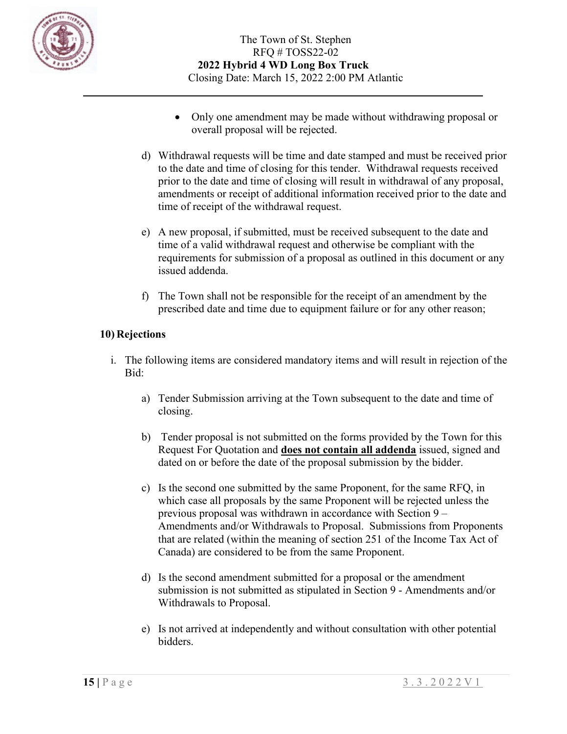- Only one amendment may be made without withdrawing proposal or overall proposal will be rejected.

d) Withdrawal requests will be time and date stamped and must be received prior to the date and time of closing for this tender. Withdrawal requests received prior to the date and time of closing will result in withdrawal of any proposal, amendments or receipt of additional information received prior to the date and time of receipt of the withdrawal request.

e) A new proposal, if submitted, must be received subsequent to the date and time of a valid withdrawal request and otherwise be compliant with the requirements for submission of a proposal as outlined in this document or any issued addenda.

f) The Town shall not be responsible for the receipt of an amendment by the prescribed date and time due to equipment failure or for any other reason;

## 10) Rejections

i. The following items are considered mandatory items and will result in rejection of the Bid:

a) Tender Submission arriving at the Town subsequent to the date and time of closing.

b) Tender proposal is not submitted on the forms provided by the Town for this Request For Quotation and **does not contain all addenda** issued, signed and dated on or before the date of the proposal submission by the bidder.

c) Is the second one submitted by the same Proponent, for the same RFQ, in which case all proposals by the same Proponent will be rejected unless the previous proposal was withdrawn in accordance with Section 9 – Amendments and/or Withdrawals to Proposal. Submissions from Proponents that are related (within the meaning of section 251 of the Income Tax Act of Canada) are considered to be from the same Proponent.

d) Is the second amendment submitted for a proposal or the amendment submission is not submitted as stipulated in Section 9 - Amendments and/or Withdrawals to Proposal.

e) Is not arrived at independently and without consultation with other potential bidders.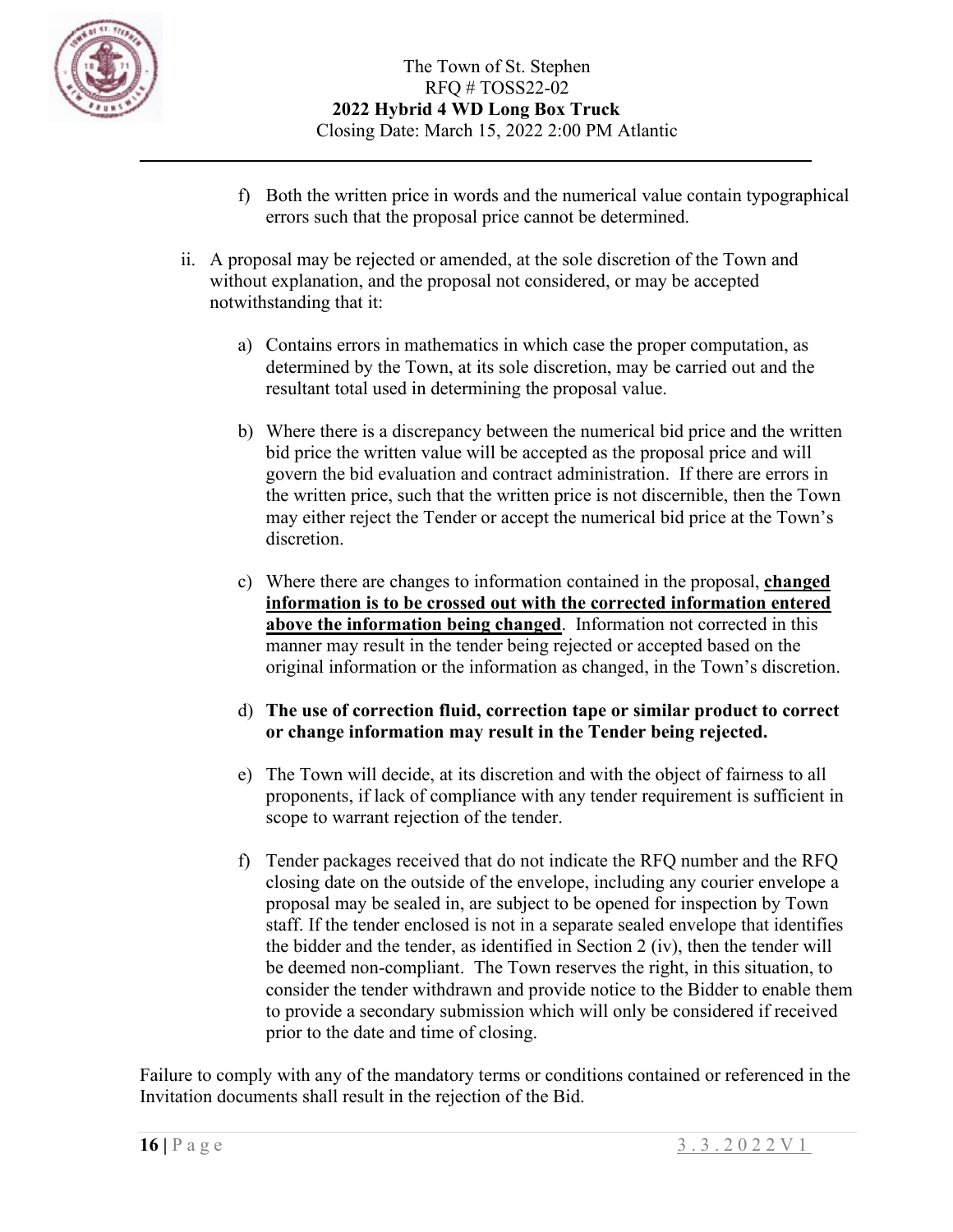f) Both the written price in words and the numerical value contain typographical errors such that the proposal price cannot be determined.

ii. A proposal may be rejected or amended, at the sole discretion of the Town and without explanation, and the proposal not considered, or may be accepted notwithstanding that it:

a) Contains errors in mathematics in which case the proper computation, as determined by the Town, at its sole discretion, may be carried out and the resultant total used in determining the proposal value.

b) Where there is a discrepancy between the numerical bid price and the written bid price the written value will be accepted as the proposal price and will govern the bid evaluation and contract administration. If there are errors in the written price, such that the written price is not discernible, then the Town may either reject the Tender or accept the numerical bid price at the Town's discretion.

c) Where there are changes to information contained in the proposal, **changed information is to be crossed out with the corrected information entered above the information being changed**. Information not corrected in this manner may result in the tender being rejected or accepted based on the original information or the information as changed, in the Town's discretion.

d) **The use of correction fluid, correction tape or similar product to correct or change information may result in the Tender being rejected.**

e) The Town will decide, at its discretion and with the object of fairness to all proponents, if lack of compliance with any tender requirement is sufficient in scope to warrant rejection of the tender.

f) Tender packages received that do not indicate the RFQ number and the RFQ closing date on the outside of the envelope, including any courier envelope a proposal may be sealed in, are subject to be opened for inspection by Town staff. If the tender enclosed is not in a separate sealed envelope that identifies the bidder and the tender, as identified in Section 2 (iv), then the tender will be deemed non-compliant. The Town reserves the right, in this situation, to consider the tender withdrawn and provide notice to the Bidder to enable them to provide a secondary submission which will only be considered if received prior to the date and time of closing.

Failure to comply with any of the mandatory terms or conditions contained or referenced in the Invitation documents shall result in the rejection of the Bid.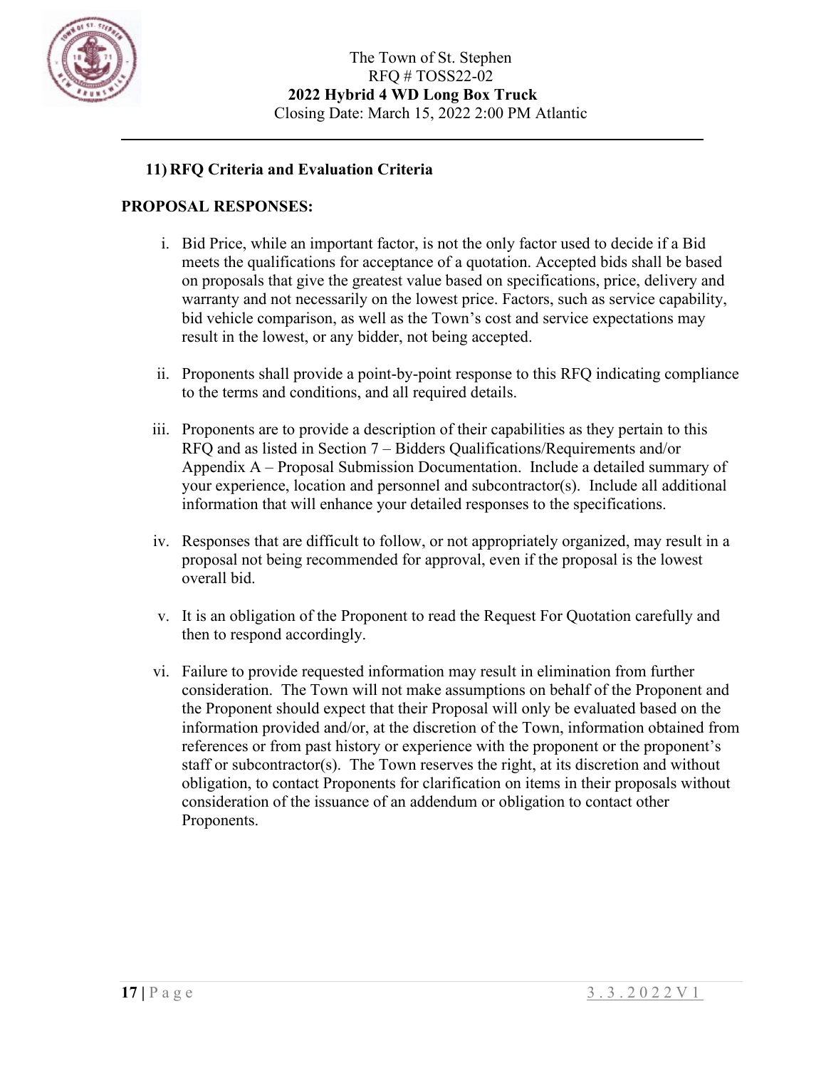## 11) RFQ Criteria and Evaluation Criteria

**PROPOSAL RESPONSES:**

i. Bid Price, while an important factor, is not the only factor used to decide if a Bid meets the qualifications for acceptance of a quotation. Accepted bids shall be based on proposals that give the greatest value based on specifications, price, delivery and warranty and not necessarily on the lowest price. Factors, such as service capability, bid vehicle comparison, as well as the Town's cost and service expectations may result in the lowest, or any bidder, not being accepted.

ii. Proponents shall provide a point-by-point response to this RFQ indicating compliance to the terms and conditions, and all required details.

iii. Proponents are to provide a description of their capabilities as they pertain to this RFQ and as listed in Section 7 – Bidders Qualifications/Requirements and/or Appendix A – Proposal Submission Documentation. Include a detailed summary of your experience, location and personnel and subcontractor(s). Include all additional information that will enhance your detailed responses to the specifications.

iv. Responses that are difficult to follow, or not appropriately organized, may result in a proposal not being recommended for approval, even if the proposal is the lowest overall bid.

v. It is an obligation of the Proponent to read the Request For Quotation carefully and then to respond accordingly.

vi. Failure to provide requested information may result in elimination from further consideration. The Town will not make assumptions on behalf of the Proponent and the Proponent should expect that their Proposal will only be evaluated based on the information provided and/or, at the discretion of the Town, information obtained from references or from past history or experience with the proponent or the proponent's staff or subcontractor(s). The Town reserves the right, at its discretion and without obligation, to contact Proponents for clarification on items in their proposals without consideration of the issuance of an addendum or obligation to contact other Proponents.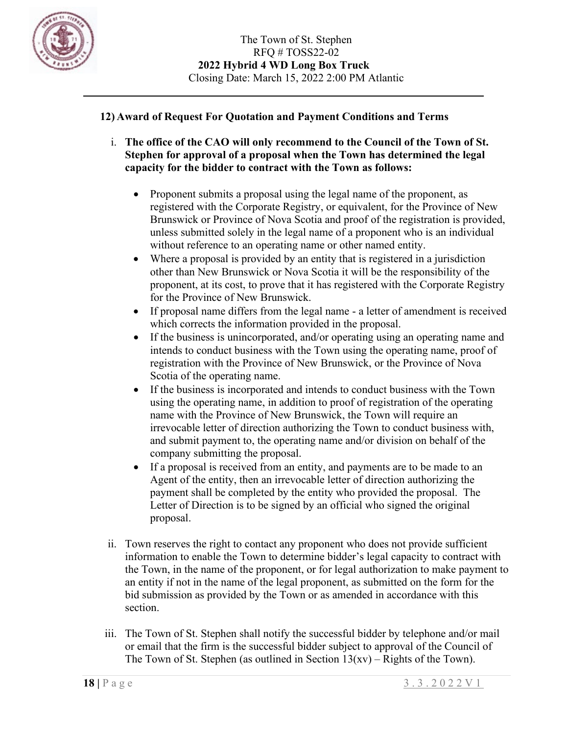## 12) Award of Request For Quotation and Payment Conditions and Terms

i. **The office of the CAO will only recommend to the Council of the Town of St. Stephen for approval of a proposal when the Town has determined the legal capacity for the bidder to contract with the Town as follows:**

   - Proponent submits a proposal using the legal name of the proponent, as registered with the Corporate Registry, or equivalent, for the Province of New Brunswick or Province of Nova Scotia and proof of the registration is provided, unless submitted solely in the legal name of a proponent who is an individual without reference to an operating name or other named entity.
   - Where a proposal is provided by an entity that is registered in a jurisdiction other than New Brunswick or Nova Scotia it will be the responsibility of the proponent, at its cost, to prove that it has registered with the Corporate Registry for the Province of New Brunswick.
   - If proposal name differs from the legal name - a letter of amendment is received which corrects the information provided in the proposal.
   - If the business is unincorporated, and/or operating using an operating name and intends to conduct business with the Town using the operating name, proof of registration with the Province of New Brunswick, or the Province of Nova Scotia of the operating name.
   - If the business is incorporated and intends to conduct business with the Town using the operating name, in addition to proof of registration of the operating name with the Province of New Brunswick, the Town will require an irrevocable letter of direction authorizing the Town to conduct business with, and submit payment to, the operating name and/or division on behalf of the company submitting the proposal.
   - If a proposal is received from an entity, and payments are to be made to an Agent of the entity, then an irrevocable letter of direction authorizing the payment shall be completed by the entity who provided the proposal. The Letter of Direction is to be signed by an official who signed the original proposal.

ii. Town reserves the right to contact any proponent who does not provide sufficient information to enable the Town to determine bidder's legal capacity to contract with the Town, in the name of the proponent, or for legal authorization to make payment to an entity if not in the name of the legal proponent, as submitted on the form for the bid submission as provided by the Town or as amended in accordance with this section.

iii. The Town of St. Stephen shall notify the successful bidder by telephone and/or mail or email that the firm is the successful bidder subject to approval of the Council of The Town of St. Stephen (as outlined in Section 13(xv) – Rights of the Town).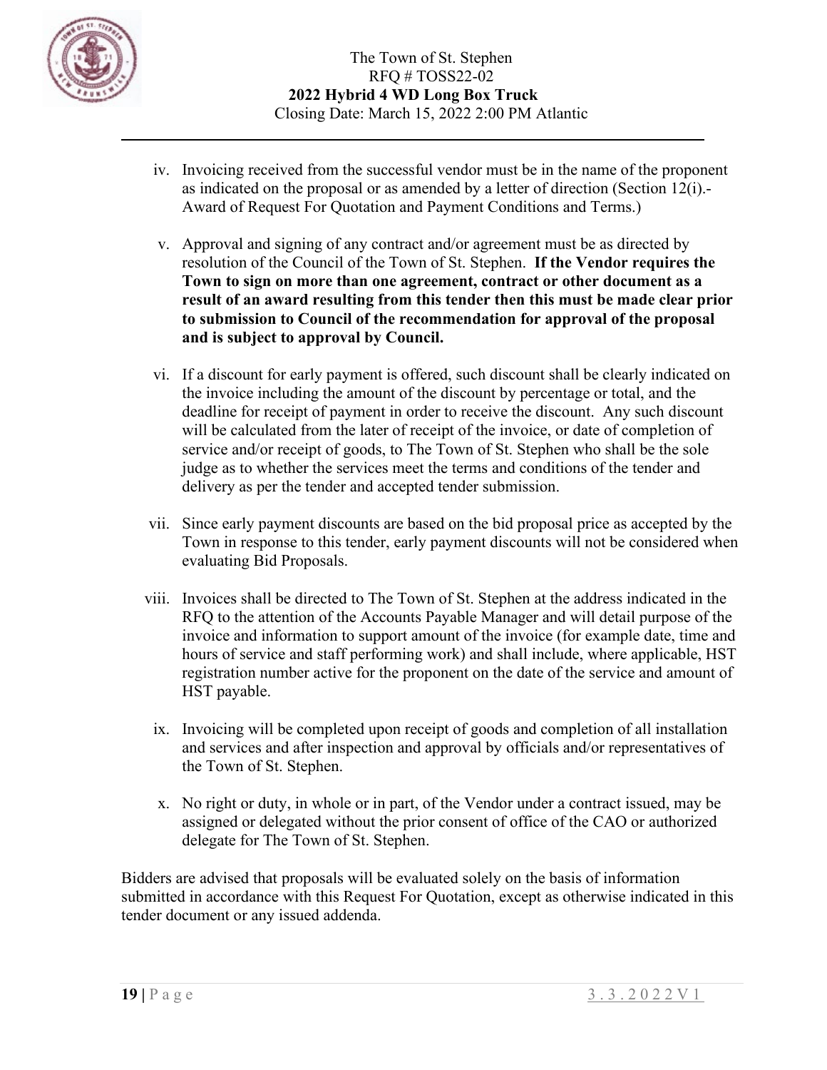iv. Invoicing received from the successful vendor must be in the name of the proponent as indicated on the proposal or as amended by a letter of direction (Section 12(i).- Award of Request For Quotation and Payment Conditions and Terms.)

v. Approval and signing of any contract and/or agreement must be as directed by resolution of the Council of the Town of St. Stephen. **If the Vendor requires the Town to sign on more than one agreement, contract or other document as a result of an award resulting from this tender then this must be made clear prior to submission to Council of the recommendation for approval of the proposal and is subject to approval by Council.**

vi. If a discount for early payment is offered, such discount shall be clearly indicated on the invoice including the amount of the discount by percentage or total, and the deadline for receipt of payment in order to receive the discount. Any such discount will be calculated from the later of receipt of the invoice, or date of completion of service and/or receipt of goods, to The Town of St. Stephen who shall be the sole judge as to whether the services meet the terms and conditions of the tender and delivery as per the tender and accepted tender submission.

vii. Since early payment discounts are based on the bid proposal price as accepted by the Town in response to this tender, early payment discounts will not be considered when evaluating Bid Proposals.

viii. Invoices shall be directed to The Town of St. Stephen at the address indicated in the RFQ to the attention of the Accounts Payable Manager and will detail purpose of the invoice and information to support amount of the invoice (for example date, time and hours of service and staff performing work) and shall include, where applicable, HST registration number active for the proponent on the date of the service and amount of HST payable.

ix. Invoicing will be completed upon receipt of goods and completion of all installation and services and after inspection and approval by officials and/or representatives of the Town of St. Stephen.

x. No right or duty, in whole or in part, of the Vendor under a contract issued, may be assigned or delegated without the prior consent of office of the CAO or authorized delegate for The Town of St. Stephen.

Bidders are advised that proposals will be evaluated solely on the basis of information submitted in accordance with this Request For Quotation, except as otherwise indicated in this tender document or any issued addenda.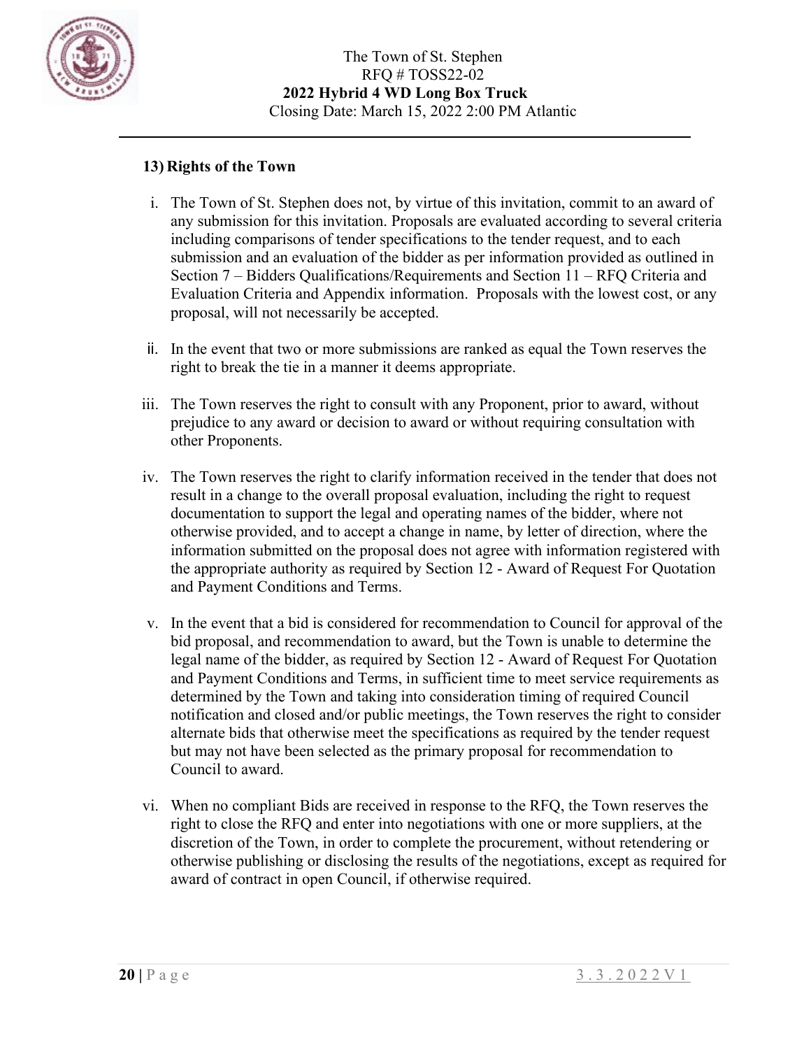## 13) Rights of the Town

i. The Town of St. Stephen does not, by virtue of this invitation, commit to an award of any submission for this invitation. Proposals are evaluated according to several criteria including comparisons of tender specifications to the tender request, and to each submission and an evaluation of the bidder as per information provided as outlined in Section 7 – Bidders Qualifications/Requirements and Section 11 – RFQ Criteria and Evaluation Criteria and Appendix information. Proposals with the lowest cost, or any proposal, will not necessarily be accepted.

ii. In the event that two or more submissions are ranked as equal the Town reserves the right to break the tie in a manner it deems appropriate.

iii. The Town reserves the right to consult with any Proponent, prior to award, without prejudice to any award or decision to award or without requiring consultation with other Proponents.

iv. The Town reserves the right to clarify information received in the tender that does not result in a change to the overall proposal evaluation, including the right to request documentation to support the legal and operating names of the bidder, where not otherwise provided, and to accept a change in name, by letter of direction, where the information submitted on the proposal does not agree with information registered with the appropriate authority as required by Section 12 - Award of Request For Quotation and Payment Conditions and Terms.

v. In the event that a bid is considered for recommendation to Council for approval of the bid proposal, and recommendation to award, but the Town is unable to determine the legal name of the bidder, as required by Section 12 - Award of Request For Quotation and Payment Conditions and Terms, in sufficient time to meet service requirements as determined by the Town and taking into consideration timing of required Council notification and closed and/or public meetings, the Town reserves the right to consider alternate bids that otherwise meet the specifications as required by the tender request but may not have been selected as the primary proposal for recommendation to Council to award.

vi. When no compliant Bids are received in response to the RFQ, the Town reserves the right to close the RFQ and enter into negotiations with one or more suppliers, at the discretion of the Town, in order to complete the procurement, without retendering or otherwise publishing or disclosing the results of the negotiations, except as required for award of contract in open Council, if otherwise required.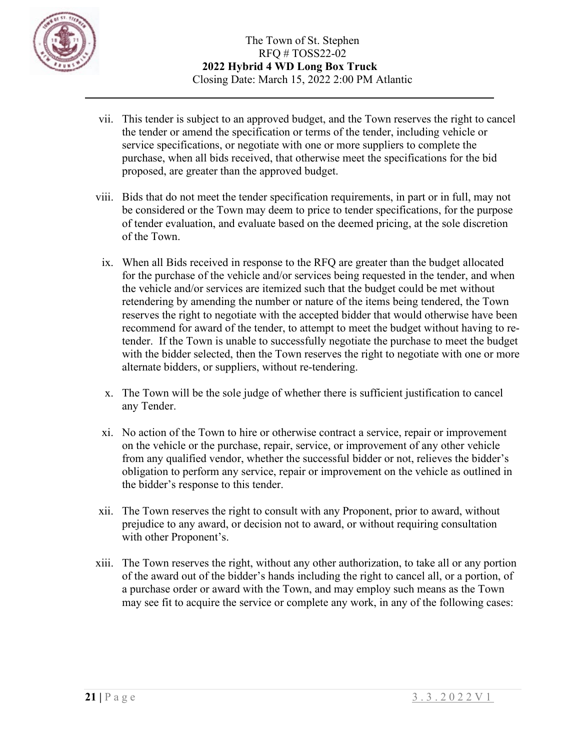vii. This tender is subject to an approved budget, and the Town reserves the right to cancel the tender or amend the specification or terms of the tender, including vehicle or service specifications, or negotiate with one or more suppliers to complete the purchase, when all bids received, that otherwise meet the specifications for the bid proposed, are greater than the approved budget.

viii. Bids that do not meet the tender specification requirements, in part or in full, may not be considered or the Town may deem to price to tender specifications, for the purpose of tender evaluation, and evaluate based on the deemed pricing, at the sole discretion of the Town.

ix. When all Bids received in response to the RFQ are greater than the budget allocated for the purchase of the vehicle and/or services being requested in the tender, and when the vehicle and/or services are itemized such that the budget could be met without retendering by amending the number or nature of the items being tendered, the Town reserves the right to negotiate with the accepted bidder that would otherwise have been recommend for award of the tender, to attempt to meet the budget without having to re-tender. If the Town is unable to successfully negotiate the purchase to meet the budget with the bidder selected, then the Town reserves the right to negotiate with one or more alternate bidders, or suppliers, without re-tendering.

x. The Town will be the sole judge of whether there is sufficient justification to cancel any Tender.

xi. No action of the Town to hire or otherwise contract a service, repair or improvement on the vehicle or the purchase, repair, service, or improvement of any other vehicle from any qualified vendor, whether the successful bidder or not, relieves the bidder's obligation to perform any service, repair or improvement on the vehicle as outlined in the bidder's response to this tender.

xii. The Town reserves the right to consult with any Proponent, prior to award, without prejudice to any award, or decision not to award, or without requiring consultation with other Proponent's.

xiii. The Town reserves the right, without any other authorization, to take all or any portion of the award out of the bidder's hands including the right to cancel all, or a portion, of a purchase order or award with the Town, and may employ such means as the Town may see fit to acquire the service or complete any work, in any of the following cases: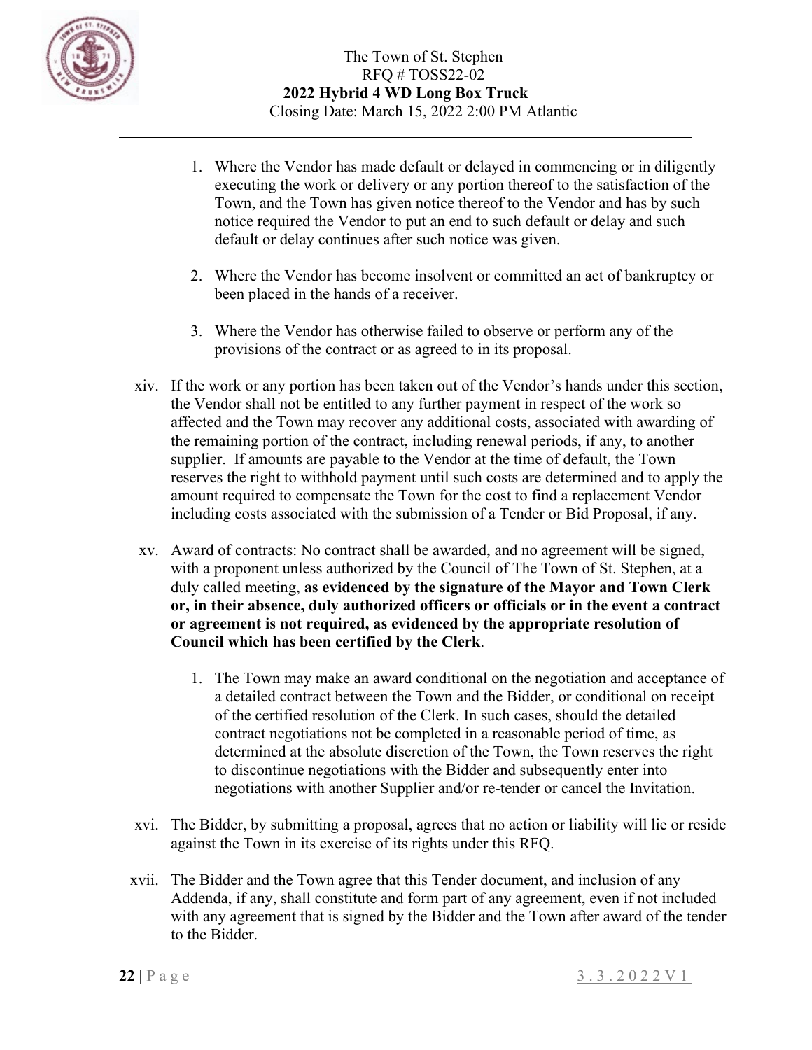1. Where the Vendor has made default or delayed in commencing or in diligently executing the work or delivery or any portion thereof to the satisfaction of the Town, and the Town has given notice thereof to the Vendor and has by such notice required the Vendor to put an end to such default or delay and such default or delay continues after such notice was given.

2. Where the Vendor has become insolvent or committed an act of bankruptcy or been placed in the hands of a receiver.

3. Where the Vendor has otherwise failed to observe or perform any of the provisions of the contract or as agreed to in its proposal.

xiv. If the work or any portion has been taken out of the Vendor's hands under this section, the Vendor shall not be entitled to any further payment in respect of the work so affected and the Town may recover any additional costs, associated with awarding of the remaining portion of the contract, including renewal periods, if any, to another supplier. If amounts are payable to the Vendor at the time of default, the Town reserves the right to withhold payment until such costs are determined and to apply the amount required to compensate the Town for the cost to find a replacement Vendor including costs associated with the submission of a Tender or Bid Proposal, if any.

xv. Award of contracts: No contract shall be awarded, and no agreement will be signed, with a proponent unless authorized by the Council of The Town of St. Stephen, at a duly called meeting, **as evidenced by the signature of the Mayor and Town Clerk or, in their absence, duly authorized officers or officials or in the event a contract or agreement is not required, as evidenced by the appropriate resolution of Council which has been certified by the Clerk**.

1. The Town may make an award conditional on the negotiation and acceptance of a detailed contract between the Town and the Bidder, or conditional on receipt of the certified resolution of the Clerk. In such cases, should the detailed contract negotiations not be completed in a reasonable period of time, as determined at the absolute discretion of the Town, the Town reserves the right to discontinue negotiations with the Bidder and subsequently enter into negotiations with another Supplier and/or re-tender or cancel the Invitation.

xvi. The Bidder, by submitting a proposal, agrees that no action or liability will lie or reside against the Town in its exercise of its rights under this RFQ.

xvii. The Bidder and the Town agree that this Tender document, and inclusion of any Addenda, if any, shall constitute and form part of any agreement, even if not included with any agreement that is signed by the Bidder and the Town after award of the tender to the Bidder.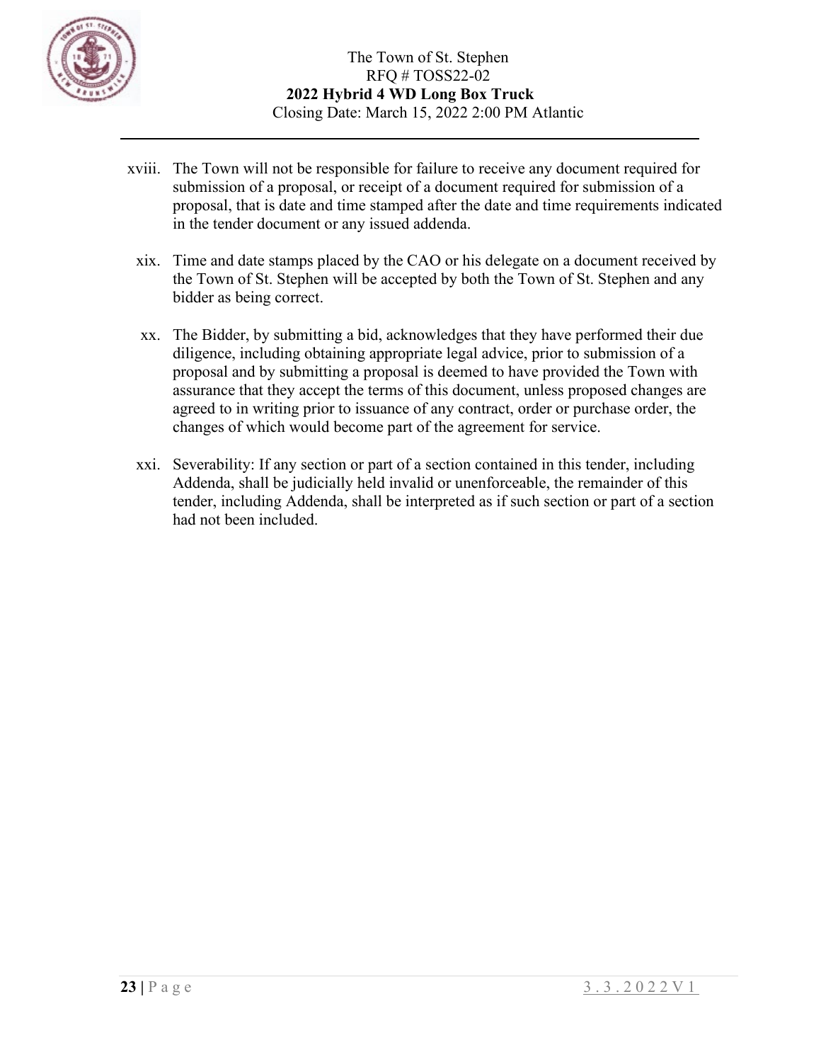xviii. The Town will not be responsible for failure to receive any document required for submission of a proposal, or receipt of a document required for submission of a proposal, that is date and time stamped after the date and time requirements indicated in the tender document or any issued addenda.

xix. Time and date stamps placed by the CAO or his delegate on a document received by the Town of St. Stephen will be accepted by both the Town of St. Stephen and any bidder as being correct.

xx. The Bidder, by submitting a bid, acknowledges that they have performed their due diligence, including obtaining appropriate legal advice, prior to submission of a proposal and by submitting a proposal is deemed to have provided the Town with assurance that they accept the terms of this document, unless proposed changes are agreed to in writing prior to issuance of any contract, order or purchase order, the changes of which would become part of the agreement for service.

xxi. Severability: If any section or part of a section contained in this tender, including Addenda, shall be judicially held invalid or unenforceable, the remainder of this tender, including Addenda, shall be interpreted as if such section or part of a section had not been included.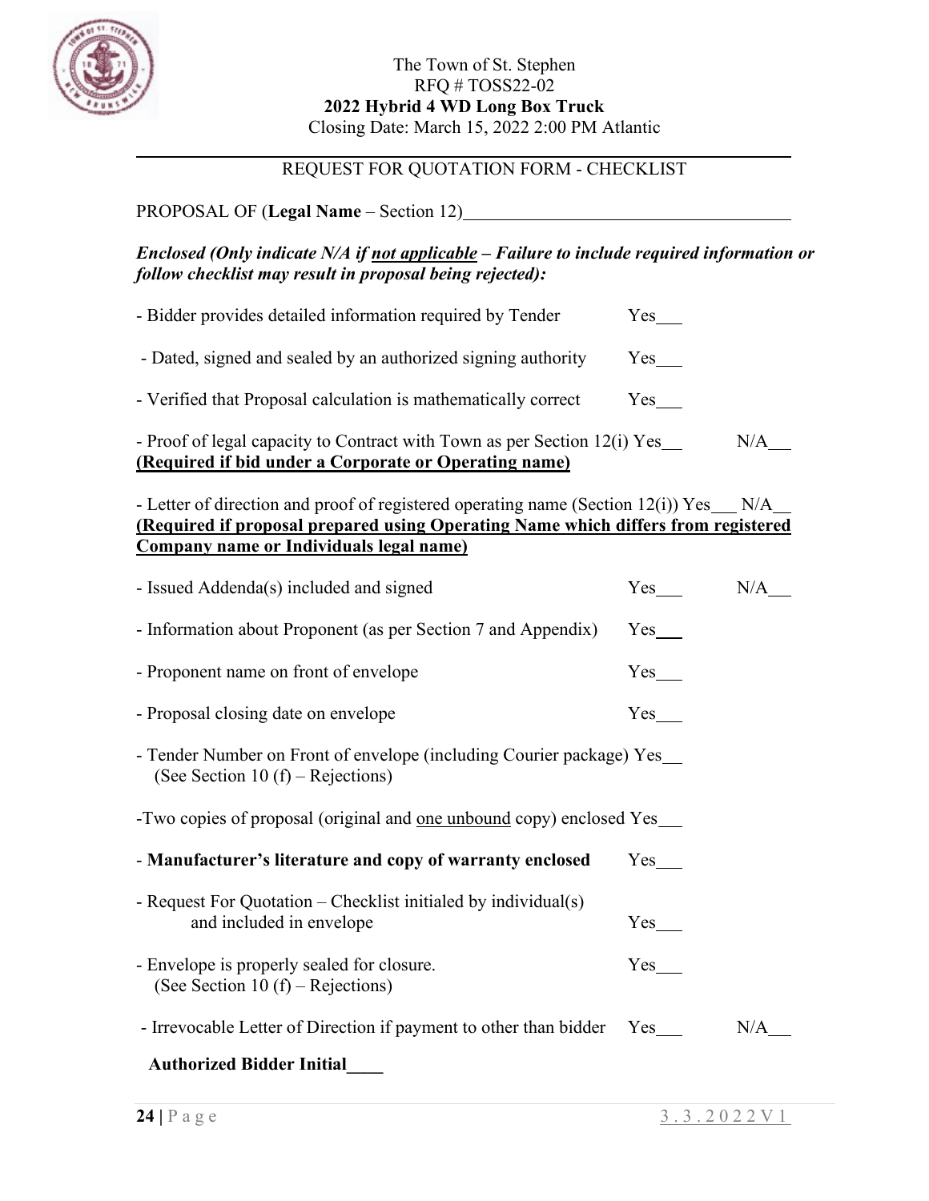The Town of St. Stephen
RFQ # TOSS22-02
**2022 Hybrid 4 WD Long Box Truck**
Closing Date: March 15, 2022 2:00 PM Atlantic

---

REQUEST FOR QUOTATION FORM - CHECKLIST

PROPOSAL OF (**Legal Name** – Section 12)____________________________________

***Enclosed (Only indicate N/A if not applicable – Failure to include required information or follow checklist may result in proposal being rejected):***

- Bidder provides detailed information required by Tender Yes___
- Dated, signed and sealed by an authorized signing authority Yes___
- Verified that Proposal calculation is mathematically correct Yes___
- Proof of legal capacity to Contract with Town as per Section 12(i) Yes___ N/A___
  **(Required if bid under a Corporate or Operating name)**
- Letter of direction and proof of registered operating name (Section 12(i)) Yes___ N/A___
  **(Required if proposal prepared using Operating Name which differs from registered Company name or Individuals legal name)**
- Issued Addenda(s) included and signed Yes___ N/A___
- Information about Proponent (as per Section 7 and Appendix) Yes___
- Proponent name on front of envelope Yes___
- Proposal closing date on envelope Yes___
- Tender Number on Front of envelope (including Courier package) Yes___
  (See Section 10 (f) – Rejections)
- Two copies of proposal (original and one unbound copy) enclosed Yes___
- **Manufacturer's literature and copy of warranty enclosed** Yes___
- Request For Quotation – Checklist initialed by individual(s) and included in envelope Yes___
- Envelope is properly sealed for closure. Yes___
  (See Section 10 (f) – Rejections)
- Irrevocable Letter of Direction if payment to other than bidder Yes___ N/A___

**Authorized Bidder Initial____**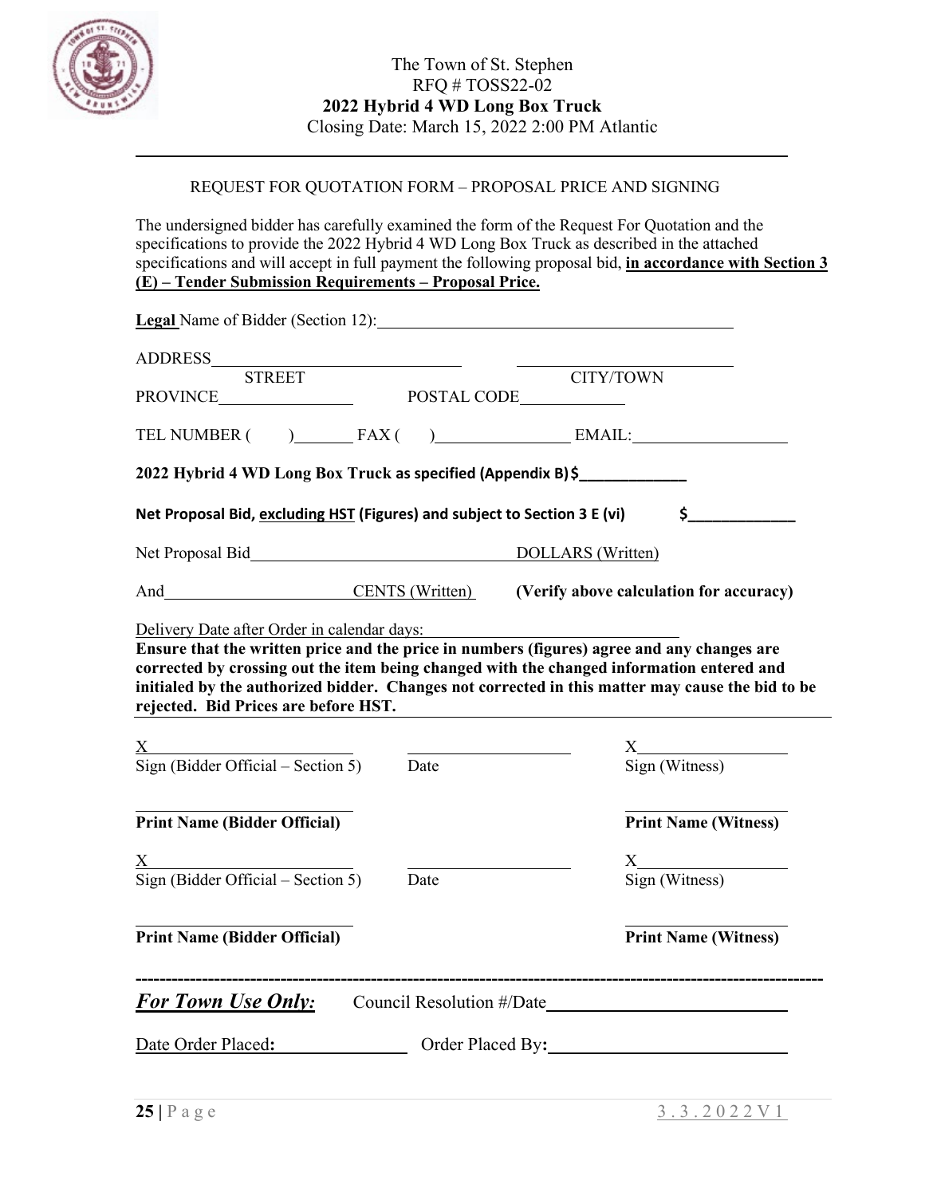The Town of St. Stephen
RFQ # TOSS22-02
**2022 Hybrid 4 WD Long Box Truck**
Closing Date: March 15, 2022 2:00 PM Atlantic

---

REQUEST FOR QUOTATION FORM – PROPOSAL PRICE AND SIGNING

The undersigned bidder has carefully examined the form of the Request For Quotation and the specifications to provide the 2022 Hybrid 4 WD Long Box Truck as described in the attached specifications and will accept in full payment the following proposal bid, **in accordance with Section 3 (E) – Tender Submission Requirements – Proposal Price.**

**Legal** Name of Bidder (Section 12):____________________________________________

ADDRESS______________________________ __________________________
STREET CITY/TOWN

PROVINCE________________ POSTAL CODE____________

TEL NUMBER (    )_______ FAX (    )________________ EMAIL:__________________

**2022 Hybrid 4 WD Long Box Truck as specified (Appendix B) $_____________**

**Net Proposal Bid, excluding HST (Figures) and subject to Section 3 E (vi) $_____________**

Net Proposal Bid________________________________ DOLLARS (Written)

And______________________ CENTS (Written) **(Verify above calculation for accuracy)**

Delivery Date after Order in calendar days:_______________________________

**Ensure that the written price and the price in numbers (figures) agree and any changes are corrected by crossing out the item being changed with the changed information entered and initialed by the authorized bidder. Changes not corrected in this matter may cause the bid to be rejected. Bid Prices are before HST.**

X__________________________ ____________________ X__________________
Sign (Bidder Official – Section 5) Date Sign (Witness)

__________________________ __________________
**Print Name (Bidder Official)** **Print Name (Witness)**

X__________________________ ____________________ X__________________
Sign (Bidder Official – Section 5) Date Sign (Witness)

__________________________ __________________
**Print Name (Bidder Official)** **Print Name (Witness)**

---

***For Town Use Only:*** Council Resolution #/Date__________________________

Date Order Placed**:**________________ Order Placed By**:**__________________________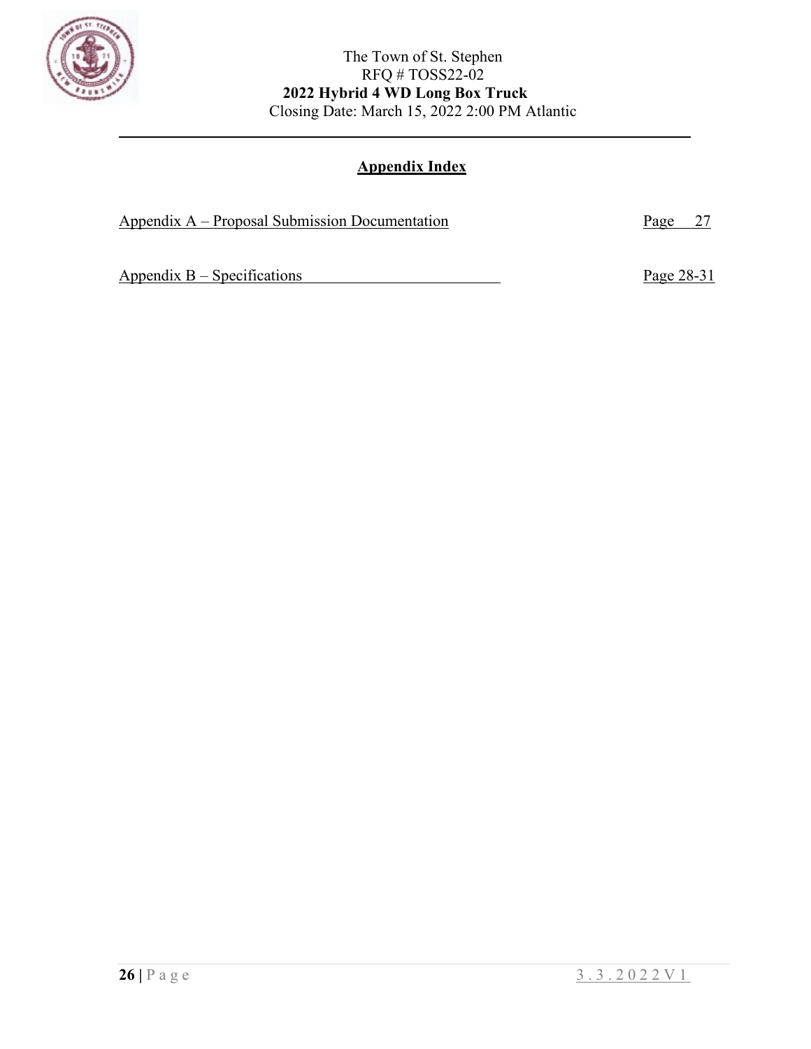## Appendix Index

| | |
|---|---|
| Appendix A – Proposal Submission Documentation | Page 27 |
| Appendix B – Specifications | Page 28-31 |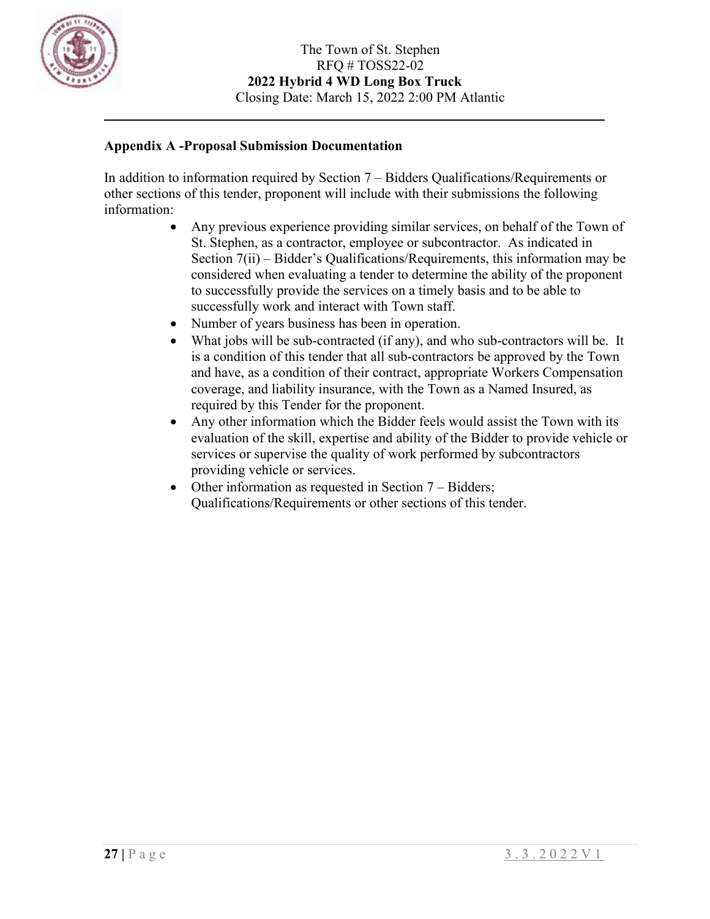**Appendix A -Proposal Submission Documentation**

In addition to information required by Section 7 – Bidders Qualifications/Requirements or other sections of this tender, proponent will include with their submissions the following information:

- Any previous experience providing similar services, on behalf of the Town of St. Stephen, as a contractor, employee or subcontractor. As indicated in Section 7(ii) – Bidder's Qualifications/Requirements, this information may be considered when evaluating a tender to determine the ability of the proponent to successfully provide the services on a timely basis and to be able to successfully work and interact with Town staff.
- Number of years business has been in operation.
- What jobs will be sub-contracted (if any), and who sub-contractors will be. It is a condition of this tender that all sub-contractors be approved by the Town and have, as a condition of their contract, appropriate Workers Compensation coverage, and liability insurance, with the Town as a Named Insured, as required by this Tender for the proponent.
- Any other information which the Bidder feels would assist the Town with its evaluation of the skill, expertise and ability of the Bidder to provide vehicle or services or supervise the quality of work performed by subcontractors providing vehicle or services.
- Other information as requested in Section 7 – Bidders; Qualifications/Requirements or other sections of this tender.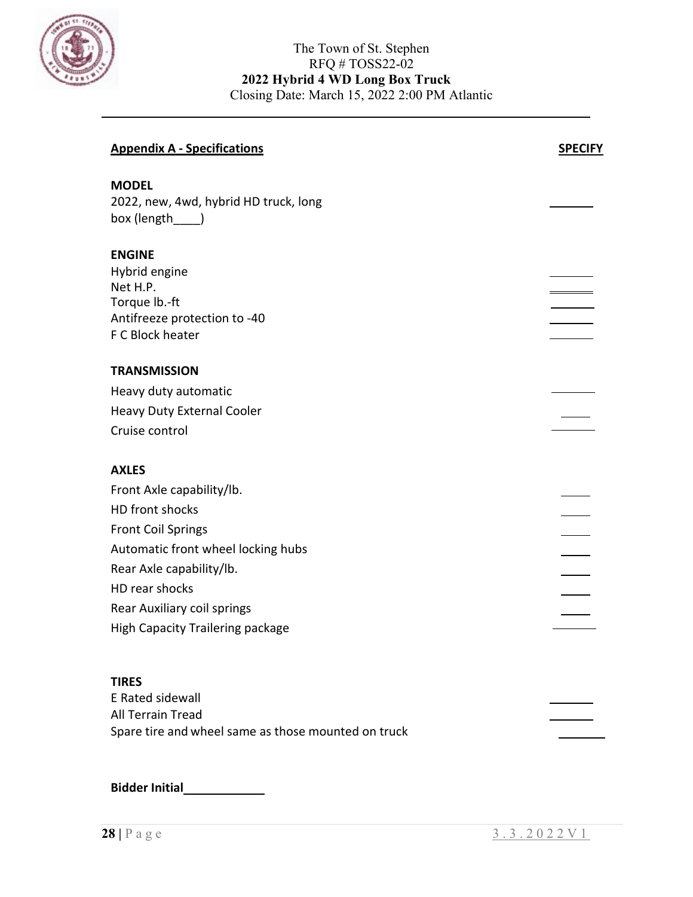The Town of St. Stephen
RFQ # TOSS22-02
**2022 Hybrid 4 WD Long Box Truck**
Closing Date: March 15, 2022 2:00 PM Atlantic

---

| **Appendix A - Specifications** | **SPECIFY** |
|---|---|
| **MODEL** | |
| 2022, new, 4wd, hybrid HD truck, long box (length____) | _______ |
| **ENGINE** | |
| Hybrid engine | _______ |
| Net H.P. | _______ |
| Torque lb.-ft | _______ |
| Antifreeze protection to -40 | _______ |
| F C Block heater | _______ |
| **TRANSMISSION** | |
| Heavy duty automatic | _______ |
| Heavy Duty External Cooler | _____ |
| Cruise control | _______ |
| **AXLES** | |
| Front Axle capability/lb. | _____ |
| HD front shocks | _____ |
| Front Coil Springs | _____ |
| Automatic front wheel locking hubs | _____ |
| Rear Axle capability/lb. | _____ |
| HD rear shocks | _____ |
| Rear Auxiliary coil springs | _____ |
| High Capacity Trailering package | _______ |
| **TIRES** | |
| E Rated sidewall | _______ |
| All Terrain Tread | _______ |
| Spare tire and wheel same as those mounted on truck | _______ |

**Bidder Initial**____________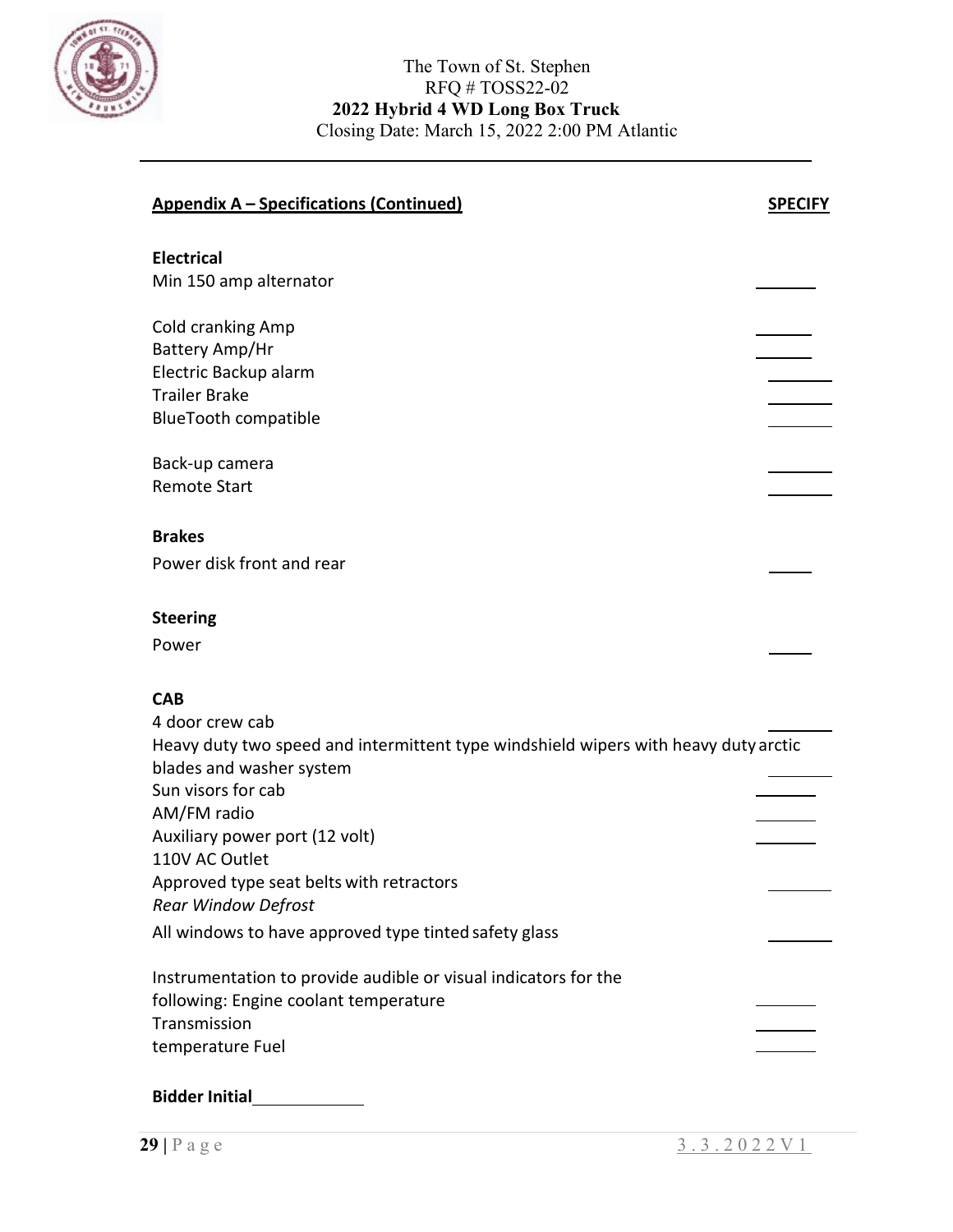**Appendix A – Specifications (Continued)** **SPECIFY**

**Electrical**

Min 150 amp alternator \_\_\_\_\_\_

Cold cranking Amp \_\_\_\_\_\_
Battery Amp/Hr \_\_\_\_\_\_
Electric Backup alarm \_\_\_\_\_\_
Trailer Brake \_\_\_\_\_\_
BlueTooth compatible \_\_\_\_\_\_

Back-up camera \_\_\_\_\_\_
Remote Start \_\_\_\_\_\_

**Brakes**

Power disk front and rear \_\_\_\_\_\_

**Steering**

Power \_\_\_\_\_\_

**CAB**

4 door crew cab \_\_\_\_\_\_
Heavy duty two speed and intermittent type windshield wipers with heavy duty arctic blades and washer system \_\_\_\_\_\_
Sun visors for cab \_\_\_\_\_\_
AM/FM radio \_\_\_\_\_\_
Auxiliary power port (12 volt) \_\_\_\_\_\_
110V AC Outlet
Approved type seat belts with retractors \_\_\_\_\_\_
*Rear Window Defrost*
All windows to have approved type tinted safety glass \_\_\_\_\_\_

Instrumentation to provide audible or visual indicators for the following: Engine coolant temperature \_\_\_\_\_\_
Transmission \_\_\_\_\_\_
temperature Fuel \_\_\_\_\_\_

**Bidder Initial**\_\_\_\_\_\_\_\_\_\_\_\_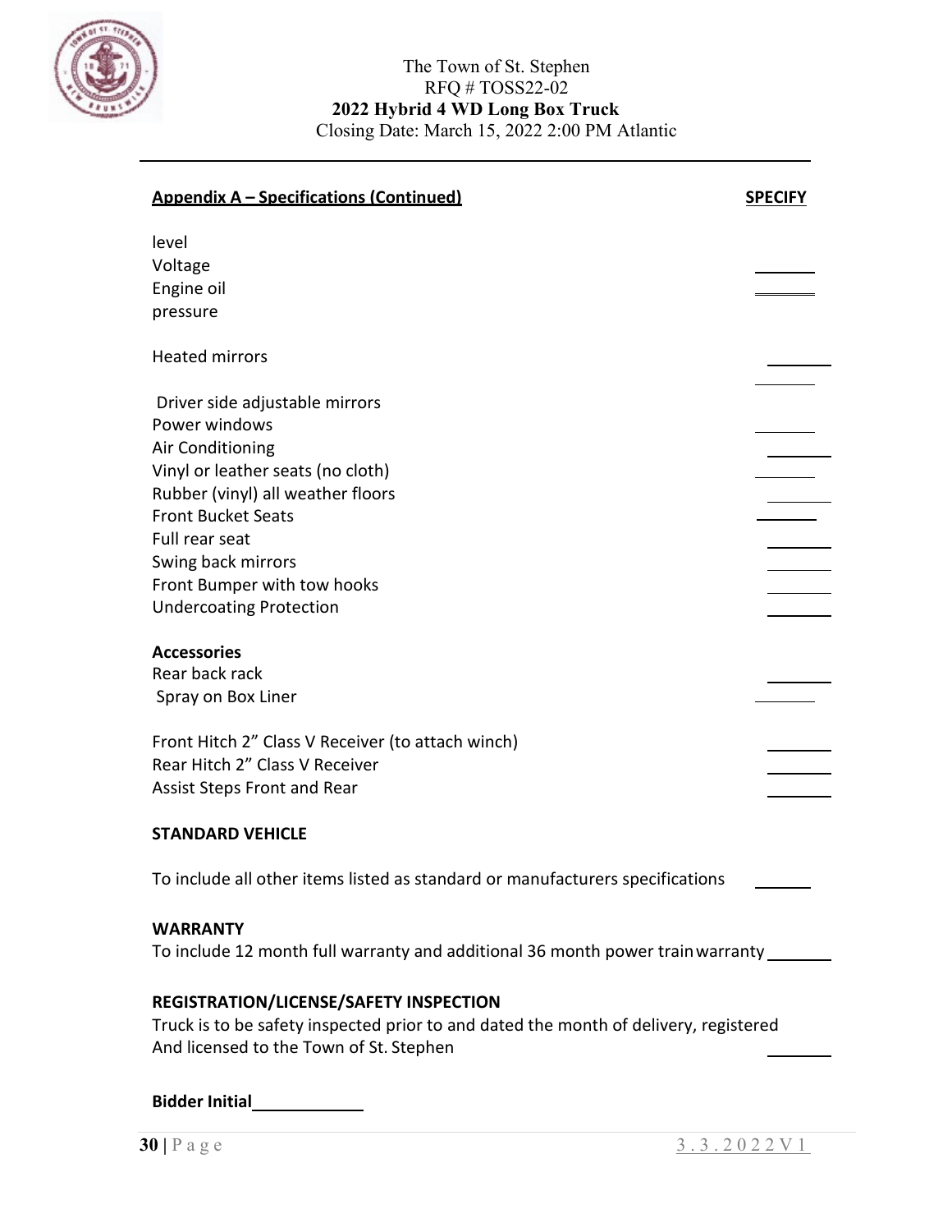The Town of St. Stephen
RFQ # TOSS22-02
**2022 Hybrid 4 WD Long Box Truck**
Closing Date: March 15, 2022 2:00 PM Atlantic

---

| <u>**Appendix A – Specifications (Continued)**</u> | <u>**SPECIFY**</u> |
|---|---|
| level | |
| Voltage | ______ |
| Engine oil | ______ |
| pressure | |
| Heated mirrors | ______ |
| | ______ |
| Driver side adjustable mirrors | |
| Power windows | ______ |
| Air Conditioning | ______ |
| Vinyl or leather seats (no cloth) | ______ |
| Rubber (vinyl) all weather floors | ______ |
| Front Bucket Seats | ______ |
| Full rear seat | ______ |
| Swing back mirrors | ______ |
| Front Bumper with tow hooks | ______ |
| Undercoating Protection | ______ |
| **Accessories** | |
| Rear back rack | ______ |
| Spray on Box Liner | ______ |
| Front Hitch 2" Class V Receiver (to attach winch) | ______ |
| Rear Hitch 2" Class V Receiver | ______ |
| Assist Steps Front and Rear | ______ |

**STANDARD VEHICLE**

To include all other items listed as standard or manufacturers specifications ______

**WARRANTY**

To include 12 month full warranty and additional 36 month power train warranty ______

**REGISTRATION/LICENSE/SAFETY INSPECTION**

Truck is to be safety inspected prior to and dated the month of delivery, registered And licensed to the Town of St. Stephen ______

**Bidder Initial** ____________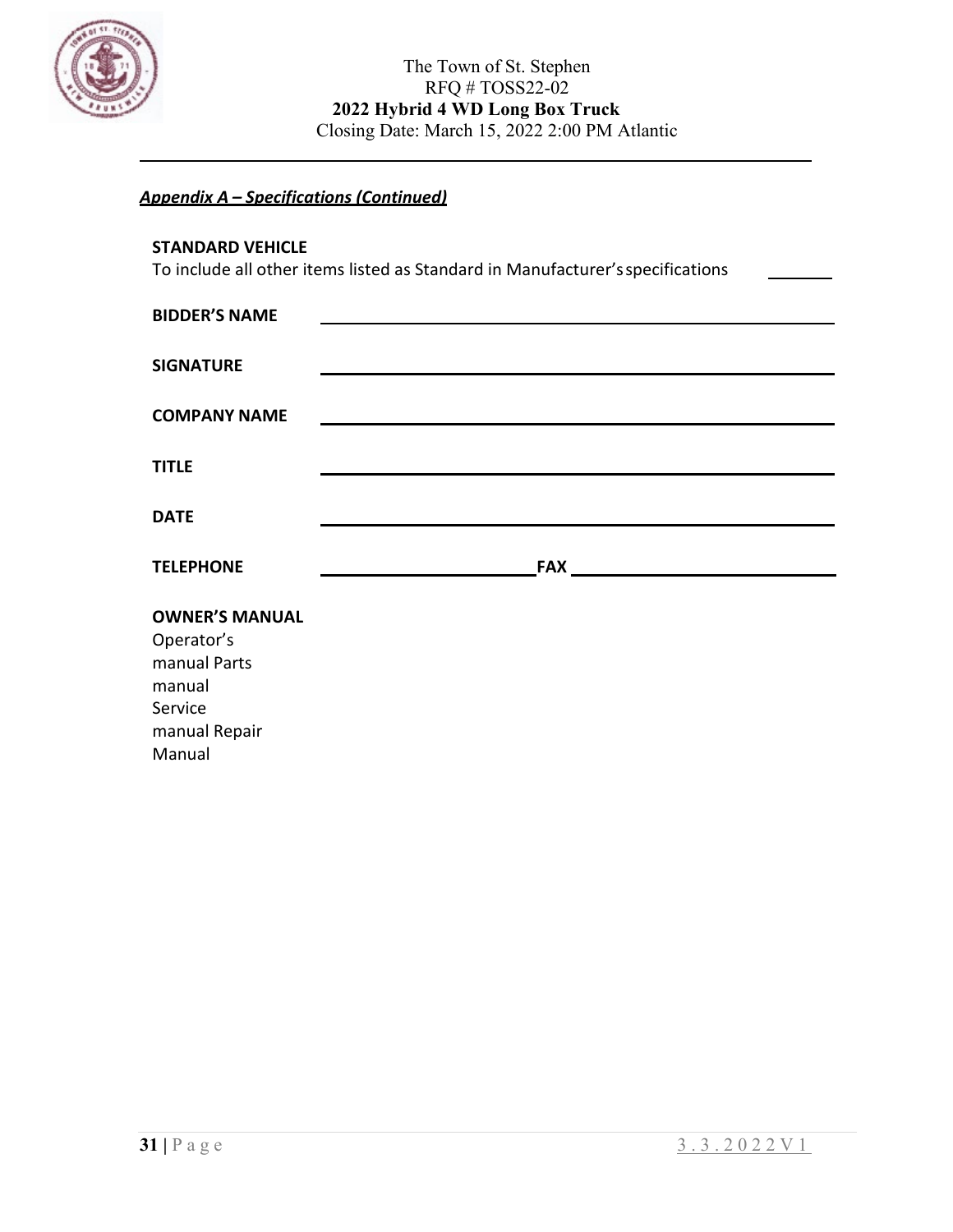***Appendix A – Specifications (Continued)***

**STANDARD VEHICLE**

To include all other items listed as Standard in Manufacturer's specifications _______

**BIDDER'S NAME** ____________________

**SIGNATURE** ____________________

**COMPANY NAME** ____________________

**TITLE** ____________________

**DATE** ____________________

**TELEPHONE** ____________________ **FAX** ____________________

**OWNER'S MANUAL**

Operator's manual Parts manual Service manual Repair Manual